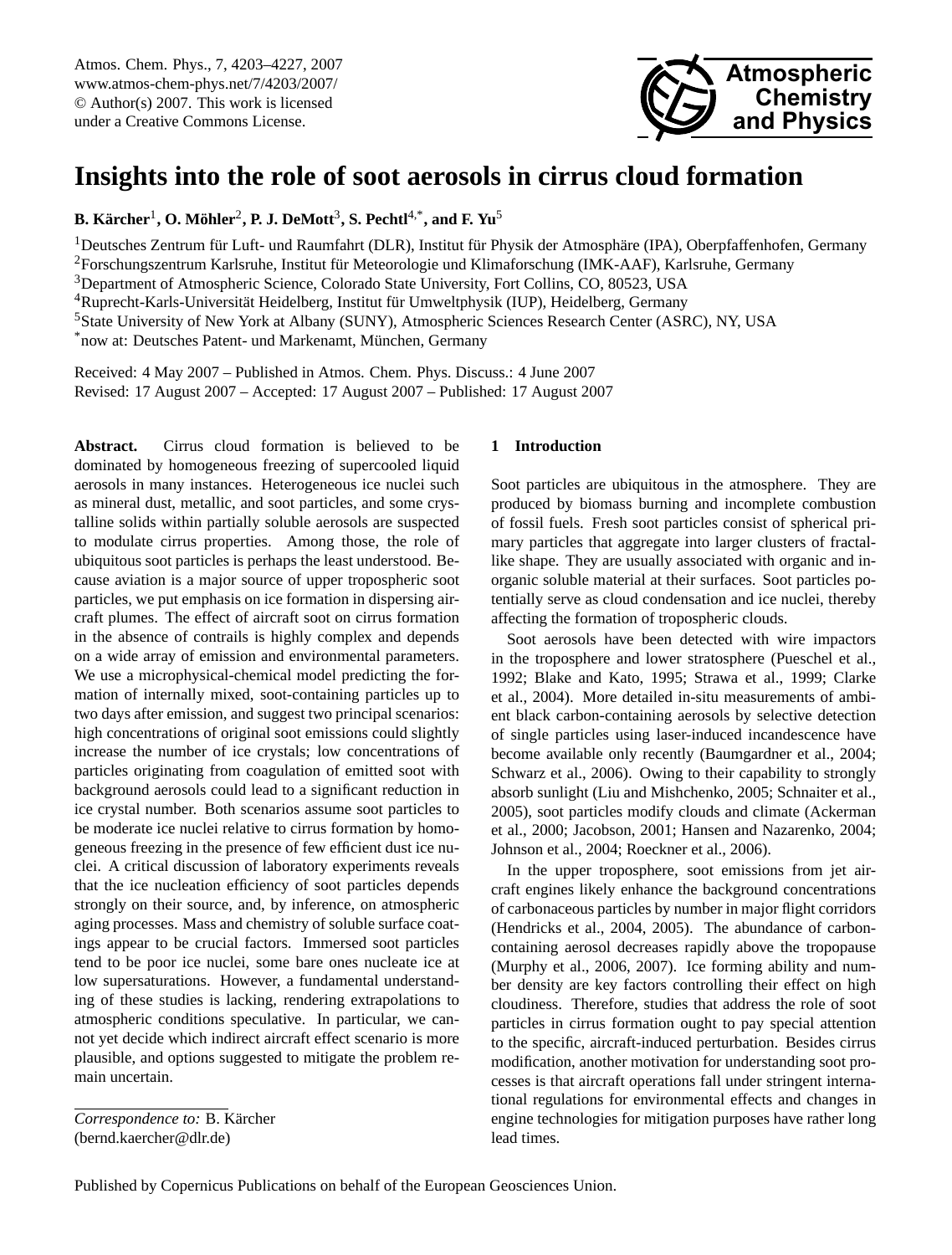# Insights into the role of soot aerosols in cirrus cloud formation

**B. Kärcher[1], O. Möhler[2], P. J. DeMott[3], S. Pechtl[4,*], and F. Yu[5]**

[1]Deutsches Zentrum für Luft- und Raumfahrt (DLR), Institut für Physik der Atmosphäre (IPA), Oberpfaffenhofen, Germany
[2]Forschungszentrum Karlsruhe, Institut für Meteorologie und Klimaforschung (IMK-AAF), Karlsruhe, Germany
[3]Department of Atmospheric Science, Colorado State University, Fort Collins, CO, 80523, USA
[4]Ruprecht-Karls-Universität Heidelberg, Institut für Umweltphysik (IUP), Heidelberg, Germany
[5]State University of New York at Albany (SUNY), Atmospheric Sciences Research Center (ASRC), NY, USA
[*]now at: Deutsches Patent- und Markenamt, München, Germany

Received: 4 May 2007 – Published in Atmos. Chem. Phys. Discuss.: 4 June 2007
Revised: 17 August 2007 – Accepted: 17 August 2007 – Published: 17 August 2007

**Abstract.** Cirrus cloud formation is believed to be dominated by homogeneous freezing of supercooled liquid aerosols in many instances. Heterogeneous ice nuclei such as mineral dust, metallic, and soot particles, and some crystalline solids within partially soluble aerosols are suspected to modulate cirrus properties. Among those, the role of ubiquitous soot particles is perhaps the least understood. Because aviation is a major source of upper tropospheric soot particles, we put emphasis on ice formation in dispersing aircraft plumes. The effect of aircraft soot on cirrus formation in the absence of contrails is highly complex and depends on a wide array of emission and environmental parameters. We use a microphysical-chemical model predicting the formation of internally mixed, soot-containing particles up to two days after emission, and suggest two principal scenarios: high concentrations of original soot emissions could slightly increase the number of ice crystals; low concentrations of particles originating from coagulation of emitted soot with background aerosols could lead to a significant reduction in ice crystal number. Both scenarios assume soot particles to be moderate ice nuclei relative to cirrus formation by homogeneous freezing in the presence of few efficient dust ice nuclei. A critical discussion of laboratory experiments reveals that the ice nucleation efficiency of soot particles depends strongly on their source, and, by inference, on atmospheric aging processes. Mass and chemistry of soluble surface coatings appear to be crucial factors. Immersed soot particles tend to be poor ice nuclei, some bare ones nucleate ice at low supersaturations. However, a fundamental understanding of these studies is lacking, rendering extrapolations to atmospheric conditions speculative. In particular, we cannot yet decide which indirect aircraft effect scenario is more plausible, and options suggested to mitigate the problem remain uncertain.

*Correspondence to:* B. Kärcher
(bernd.kaercher@dlr.de)

## 1 Introduction

Soot particles are ubiquitous in the atmosphere. They are produced by biomass burning and incomplete combustion of fossil fuels. Fresh soot particles consist of spherical primary particles that aggregate into larger clusters of fractal-like shape. They are usually associated with organic and inorganic soluble material at their surfaces. Soot particles potentially serve as cloud condensation and ice nuclei, thereby affecting the formation of tropospheric clouds.

Soot aerosols have been detected with wire impactors in the troposphere and lower stratosphere (Pueschel et al., 1992; Blake and Kato, 1995; Strawa et al., 1999; Clarke et al., 2004). More detailed in-situ measurements of ambient black carbon-containing aerosols by selective detection of single particles using laser-induced incandescence have become available only recently (Baumgardner et al., 2004; Schwarz et al., 2006). Owing to their capability to strongly absorb sunlight (Liu and Mishchenko, 2005; Schnaiter et al., 2005), soot particles modify clouds and climate (Ackerman et al., 2000; Jacobson, 2001; Hansen and Nazarenko, 2004; Johnson et al., 2004; Roeckner et al., 2006).

In the upper troposphere, soot emissions from jet aircraft engines likely enhance the background concentrations of carbonaceous particles by number in major flight corridors (Hendricks et al., 2004, 2005). The abundance of carbon-containing aerosol decreases rapidly above the tropopause (Murphy et al., 2006, 2007). Ice forming ability and number density are key factors controlling their effect on high cloudiness. Therefore, studies that address the role of soot particles in cirrus formation ought to pay special attention to the specific, aircraft-induced perturbation. Besides cirrus modification, another motivation for understanding soot processes is that aircraft operations fall under stringent international regulations for environmental effects and changes in engine technologies for mitigation purposes have rather long lead times.

Published by Copernicus Publications on behalf of the European Geosciences Union.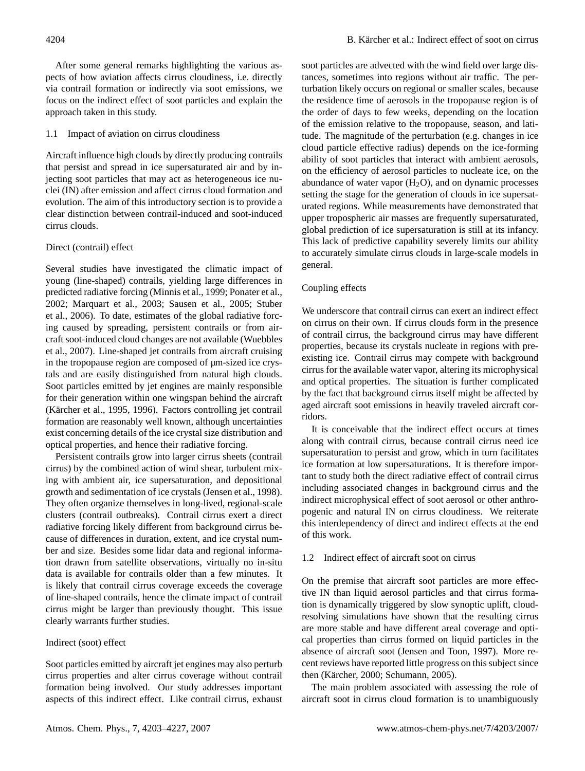After some general remarks highlighting the various aspects of how aviation affects cirrus cloudiness, i.e. directly via contrail formation or indirectly via soot emissions, we focus on the indirect effect of soot particles and explain the approach taken in this study.

## 1.1 Impact of aviation on cirrus cloudiness

Aircraft influence high clouds by directly producing contrails that persist and spread in ice supersaturated air and by injecting soot particles that may act as heterogeneous ice nuclei (IN) after emission and affect cirrus cloud formation and evolution. The aim of this introductory section is to provide a clear distinction between contrail-induced and soot-induced cirrus clouds.

### Direct (contrail) effect

Several studies have investigated the climatic impact of young (line-shaped) contrails, yielding large differences in predicted radiative forcing (Minnis et al., 1999; Ponater et al., 2002; Marquart et al., 2003; Sausen et al., 2005; Stuber et al., 2006). To date, estimates of the global radiative forcing caused by spreading, persistent contrails or from aircraft soot-induced cloud changes are not available (Wuebbles et al., 2007). Line-shaped jet contrails from aircraft cruising in the tropopause region are composed of µm-sized ice crystals and are easily distinguished from natural high clouds. Soot particles emitted by jet engines are mainly responsible for their generation within one wingspan behind the aircraft (Kärcher et al., 1995, 1996). Factors controlling jet contrail formation are reasonably well known, although uncertainties exist concerning details of the ice crystal size distribution and optical properties, and hence their radiative forcing.

Persistent contrails grow into larger cirrus sheets (contrail cirrus) by the combined action of wind shear, turbulent mixing with ambient air, ice supersaturation, and depositional growth and sedimentation of ice crystals (Jensen et al., 1998). They often organize themselves in long-lived, regional-scale clusters (contrail outbreaks). Contrail cirrus exert a direct radiative forcing likely different from background cirrus because of differences in duration, extent, and ice crystal number and size. Besides some lidar data and regional information drawn from satellite observations, virtually no in-situ data is available for contrails older than a few minutes. It is likely that contrail cirrus coverage exceeds the coverage of line-shaped contrails, hence the climate impact of contrail cirrus might be larger than previously thought. This issue clearly warrants further studies.

### Indirect (soot) effect

Soot particles emitted by aircraft jet engines may also perturb cirrus properties and alter cirrus coverage without contrail formation being involved. Our study addresses important aspects of this indirect effect. Like contrail cirrus, exhaust soot particles are advected with the wind field over large distances, sometimes into regions without air traffic. The perturbation likely occurs on regional or smaller scales, because the residence time of aerosols in the tropopause region is of the order of days to few weeks, depending on the location of the emission relative to the tropopause, season, and latitude. The magnitude of the perturbation (e.g. changes in ice cloud particle effective radius) depends on the ice-forming ability of soot particles that interact with ambient aerosols, on the efficiency of aerosol particles to nucleate ice, on the abundance of water vapor ($H_2O$), and on dynamic processes setting the stage for the generation of clouds in ice supersaturated regions. While measurements have demonstrated that upper tropospheric air masses are frequently supersaturated, global prediction of ice supersaturation is still at its infancy. This lack of predictive capability severely limits our ability to accurately simulate cirrus clouds in large-scale models in general.

### Coupling effects

We underscore that contrail cirrus can exert an indirect effect on cirrus on their own. If cirrus clouds form in the presence of contrail cirrus, the background cirrus may have different properties, because its crystals nucleate in regions with preexisting ice. Contrail cirrus may compete with background cirrus for the available water vapor, altering its microphysical and optical properties. The situation is further complicated by the fact that background cirrus itself might be affected by aged aircraft soot emissions in heavily traveled aircraft corridors.

It is conceivable that the indirect effect occurs at times along with contrail cirrus, because contrail cirrus need ice supersaturation to persist and grow, which in turn facilitates ice formation at low supersaturations. It is therefore important to study both the direct radiative effect of contrail cirrus including associated changes in background cirrus and the indirect microphysical effect of soot aerosol or other anthropogenic and natural IN on cirrus cloudiness. We reiterate this interdependency of direct and indirect effects at the end of this work.

## 1.2 Indirect effect of aircraft soot on cirrus

On the premise that aircraft soot particles are more effective IN than liquid aerosol particles and that cirrus formation is dynamically triggered by slow synoptic uplift, cloud-resolving simulations have shown that the resulting cirrus are more stable and have different areal coverage and optical properties than cirrus formed on liquid particles in the absence of aircraft soot (Jensen and Toon, 1997). More recent reviews have reported little progress on this subject since then (Kärcher, 2000; Schumann, 2005).

The main problem associated with assessing the role of aircraft soot in cirrus cloud formation is to unambiguously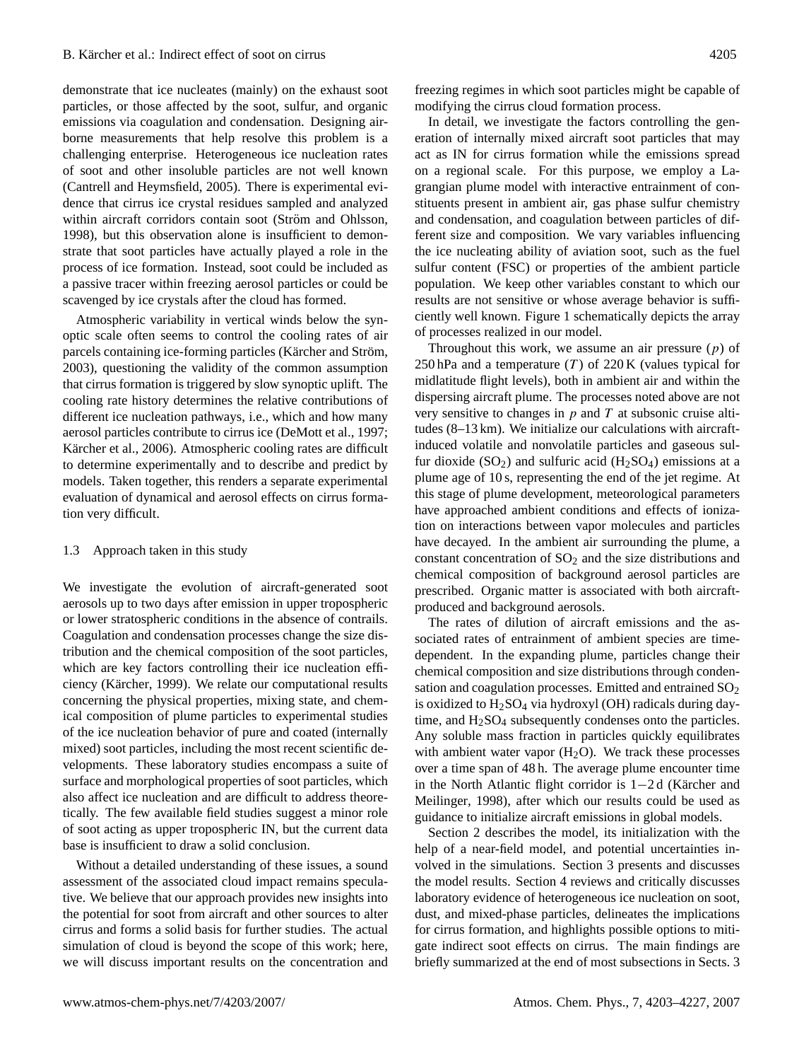demonstrate that ice nucleates (mainly) on the exhaust soot particles, or those affected by the soot, sulfur, and organic emissions via coagulation and condensation. Designing airborne measurements that help resolve this problem is a challenging enterprise. Heterogeneous ice nucleation rates of soot and other insoluble particles are not well known (Cantrell and Heymsfield, 2005). There is experimental evidence that cirrus ice crystal residues sampled and analyzed within aircraft corridors contain soot (Ström and Ohlsson, 1998), but this observation alone is insufficient to demonstrate that soot particles have actually played a role in the process of ice formation. Instead, soot could be included as a passive tracer within freezing aerosol particles or could be scavenged by ice crystals after the cloud has formed.

Atmospheric variability in vertical winds below the synoptic scale often seems to control the cooling rates of air parcels containing ice-forming particles (Kärcher and Ström, 2003), questioning the validity of the common assumption that cirrus formation is triggered by slow synoptic uplift. The cooling rate history determines the relative contributions of different ice nucleation pathways, i.e., which and how many aerosol particles contribute to cirrus ice (DeMott et al., 1997; Kärcher et al., 2006). Atmospheric cooling rates are difficult to determine experimentally and to describe and predict by models. Taken together, this renders a separate experimental evaluation of dynamical and aerosol effects on cirrus formation very difficult.

### 1.3 Approach taken in this study

We investigate the evolution of aircraft-generated soot aerosols up to two days after emission in upper tropospheric or lower stratospheric conditions in the absence of contrails. Coagulation and condensation processes change the size distribution and the chemical composition of the soot particles, which are key factors controlling their ice nucleation efficiency (Kärcher, 1999). We relate our computational results concerning the physical properties, mixing state, and chemical composition of plume particles to experimental studies of the ice nucleation behavior of pure and coated (internally mixed) soot particles, including the most recent scientific developments. These laboratory studies encompass a suite of surface and morphological properties of soot particles, which also affect ice nucleation and are difficult to address theoretically. The few available field studies suggest a minor role of soot acting as upper tropospheric IN, but the current data base is insufficient to draw a solid conclusion.

Without a detailed understanding of these issues, a sound assessment of the associated cloud impact remains speculative. We believe that our approach provides new insights into the potential for soot from aircraft and other sources to alter cirrus and forms a solid basis for further studies. The actual simulation of cloud is beyond the scope of this work; here, we will discuss important results on the concentration and freezing regimes in which soot particles might be capable of modifying the cirrus cloud formation process.

In detail, we investigate the factors controlling the generation of internally mixed aircraft soot particles that may act as IN for cirrus formation while the emissions spread on a regional scale. For this purpose, we employ a Lagrangian plume model with interactive entrainment of constituents present in ambient air, gas phase sulfur chemistry and condensation, and coagulation between particles of different size and composition. We vary variables influencing the ice nucleating ability of aviation soot, such as the fuel sulfur content (FSC) or properties of the ambient particle population. We keep other variables constant to which our results are not sensitive or whose average behavior is sufficiently well known. Figure 1 schematically depicts the array of processes realized in our model.

Throughout this work, we assume an air pressure ($p$) of 250 hPa and a temperature ($T$) of 220 K (values typical for midlatitude flight levels), both in ambient air and within the dispersing aircraft plume. The processes noted above are not very sensitive to changes in $p$ and $T$ at subsonic cruise altitudes (8–13 km). We initialize our calculations with aircraft-induced volatile and nonvolatile particles and gaseous sulfur dioxide ($SO_2$) and sulfuric acid ($H_2SO_4$) emissions at a plume age of 10 s, representing the end of the jet regime. At this stage of plume development, meteorological parameters have approached ambient conditions and effects of ionization on interactions between vapor molecules and particles have decayed. In the ambient air surrounding the plume, a constant concentration of $SO_2$ and the size distributions and chemical composition of background aerosol particles are prescribed. Organic matter is associated with both aircraft-produced and background aerosols.

The rates of dilution of aircraft emissions and the associated rates of entrainment of ambient species are time-dependent. In the expanding plume, particles change their chemical composition and size distributions through condensation and coagulation processes. Emitted and entrained $SO_2$ is oxidized to $H_2SO_4$ via hydroxyl (OH) radicals during daytime, and $H_2SO_4$ subsequently condenses onto the particles. Any soluble mass fraction in particles quickly equilibrates with ambient water vapor ($H_2O$). We track these processes over a time span of 48 h. The average plume encounter time in the North Atlantic flight corridor is $1-2$ d (Kärcher and Meilinger, 1998), after which our results could be used as guidance to initialize aircraft emissions in global models.

Section 2 describes the model, its initialization with the help of a near-field model, and potential uncertainties involved in the simulations. Section 3 presents and discusses the model results. Section 4 reviews and critically discusses laboratory evidence of heterogeneous ice nucleation on soot, dust, and mixed-phase particles, delineates the implications for cirrus formation, and highlights possible options to mitigate indirect soot effects on cirrus. The main findings are briefly summarized at the end of most subsections in Sects. 3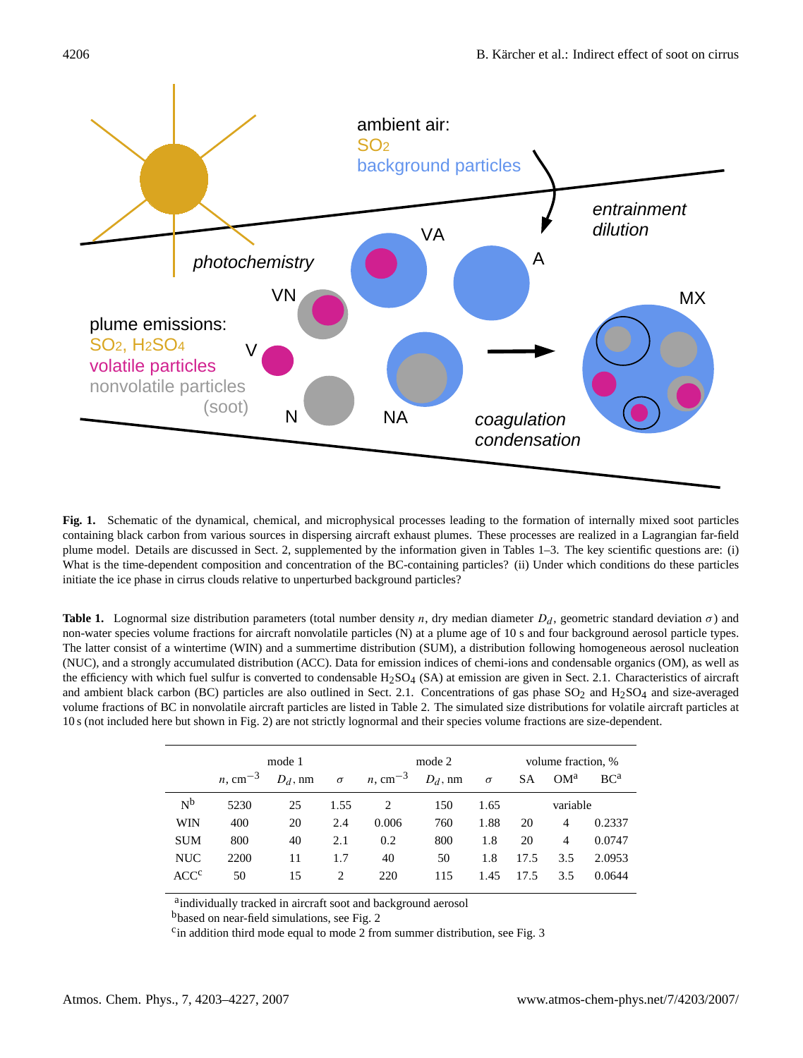**Fig. 1.** Schematic of the dynamical, chemical, and microphysical processes leading to the formation of internally mixed soot particles containing black carbon from various sources in dispersing aircraft exhaust plumes. These processes are realized in a Lagrangian far-field plume model. Details are discussed in Sect. 2, supplemented by the information given in Tables 1–3. The key scientific questions are: (i) What is the time-dependent composition and concentration of the BC-containing particles? (ii) Under which conditions do these particles initiate the ice phase in cirrus clouds relative to unperturbed background particles?

**Table 1.** Lognormal size distribution parameters (total number density $n$, dry median diameter $D_d$, geometric standard deviation $\sigma$) and non-water species volume fractions for aircraft nonvolatile particles (N) at a plume age of 10 s and four background aerosol particle types. The latter consist of a wintertime (WIN) and a summertime distribution (SUM), a distribution following homogeneous aerosol nucleation (NUC), and a strongly accumulated distribution (ACC). Data for emission indices of chemi-ions and condensable organics (OM), as well as the efficiency with which fuel sulfur is converted to condensable $H_2SO_4$ (SA) at emission are given in Sect. 2.1. Characteristics of aircraft and ambient black carbon (BC) particles are also outlined in Sect. 2.1. Concentrations of gas phase $SO_2$ and $H_2SO_4$ and size-averaged volume fractions of BC in nonvolatile aircraft particles are listed in Table 2. The simulated size distributions for volatile aircraft particles at 10 s (not included here but shown in Fig. 2) are not strictly lognormal and their species volume fractions are size-dependent.

| | mode 1 | | | mode 2 | | | volume fraction, % | | |
|---|---|---|---|---|---|---|---|---|---|
| | $n$, $cm^{-3}$ | $D_d$, nm | $\sigma$ | $n$, $cm^{-3}$ | $D_d$, nm | $\sigma$ | SA | OM[a] | BC[a] |
| N[b] | 5230 | 25 | 1.55 | 2 | 150 | 1.65 | | variable | |
| WIN | 400 | 20 | 2.4 | 0.006 | 760 | 1.88 | 20 | 4 | 0.2337 |
| SUM | 800 | 40 | 2.1 | 0.2 | 800 | 1.8 | 20 | 4 | 0.0747 |
| NUC | 2200 | 11 | 1.7 | 40 | 50 | 1.8 | 17.5 | 3.5 | 2.0953 |
| ACC[c] | 50 | 15 | 2 | 220 | 115 | 1.45 | 17.5 | 3.5 | 0.0644 |

[a]individually tracked in aircraft soot and background aerosol
[b]based on near-field simulations, see Fig. 2
[c]in addition third mode equal to mode 2 from summer distribution, see Fig. 3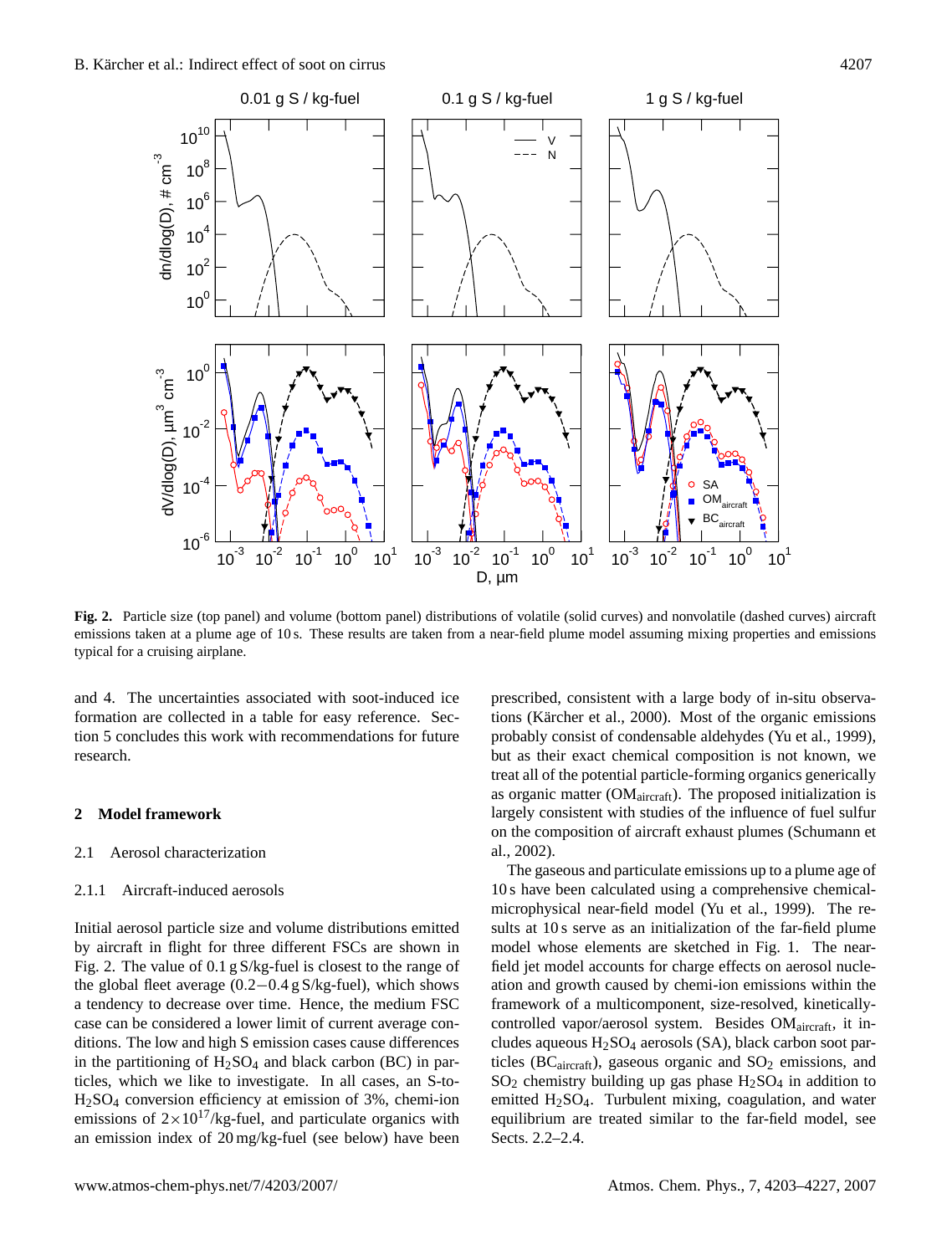**Fig. 2.** Particle size (top panel) and volume (bottom panel) distributions of volatile (solid curves) and nonvolatile (dashed curves) aircraft emissions taken at a plume age of 10 s. These results are taken from a near-field plume model assuming mixing properties and emissions typical for a cruising airplane.

and 4. The uncertainties associated with soot-induced ice formation are collected in a table for easy reference. Section 5 concludes this work with recommendations for future research.

## 2 Model framework

### 2.1 Aerosol characterization

#### 2.1.1 Aircraft-induced aerosols

Initial aerosol particle size and volume distributions emitted by aircraft in flight for three different FSCs are shown in Fig. 2. The value of 0.1 g S/kg-fuel is closest to the range of the global fleet average (0.2−0.4 g S/kg-fuel), which shows a tendency to decrease over time. Hence, the medium FSC case can be considered a lower limit of current average conditions. The low and high S emission cases cause differences in the partitioning of $H_2SO_4$ and black carbon (BC) in particles, which we like to investigate. In all cases, an S-to-$H_2SO_4$ conversion efficiency at emission of 3%, chemi-ion emissions of $2\times10^{17}$/kg-fuel, and particulate organics with an emission index of 20 mg/kg-fuel (see below) have been prescribed, consistent with a large body of in-situ observations (Kärcher et al., 2000). Most of the organic emissions probably consist of condensable aldehydes (Yu et al., 1999), but as their exact chemical composition is not known, we treat all of the potential particle-forming organics generically as organic matter ($OM_{aircraft}$). The proposed initialization is largely consistent with studies of the influence of fuel sulfur on the composition of aircraft exhaust plumes (Schumann et al., 2002).

The gaseous and particulate emissions up to a plume age of 10 s have been calculated using a comprehensive chemical-microphysical near-field model (Yu et al., 1999). The results at 10 s serve as an initialization of the far-field plume model whose elements are sketched in Fig. 1. The near-field jet model accounts for charge effects on aerosol nucleation and growth caused by chemi-ion emissions within the framework of a multicomponent, size-resolved, kinetically-controlled vapor/aerosol system. Besides $OM_{aircraft}$, it includes aqueous $H_2SO_4$ aerosols (SA), black carbon soot particles ($BC_{aircraft}$), gaseous organic and $SO_2$ emissions, and $SO_2$ chemistry building up gas phase $H_2SO_4$ in addition to emitted $H_2SO_4$. Turbulent mixing, coagulation, and water equilibrium are treated similar to the far-field model, see Sects. 2.2–2.4.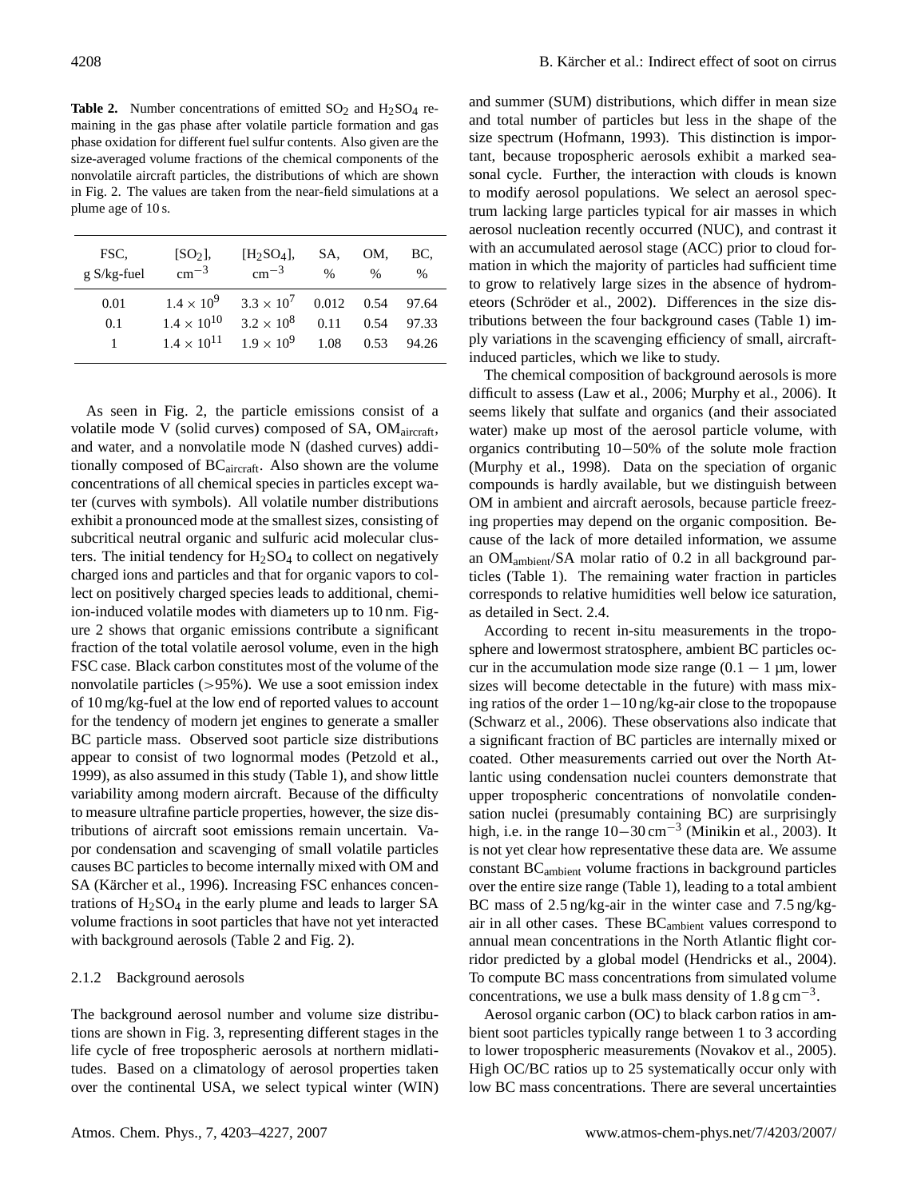**Table 2.** Number concentrations of emitted $SO_2$ and $H_2SO_4$ remaining in the gas phase after volatile particle formation and gas phase oxidation for different fuel sulfur contents. Also given are the size-averaged volume fractions of the chemical components of the nonvolatile aircraft particles, the distributions of which are shown in Fig. 2. The values are taken from the near-field simulations at a plume age of 10 s.

| FSC, g S/kg-fuel | $[SO_2]$, $cm^{-3}$ | $[H_2SO_4]$, $cm^{-3}$ | SA, % | OM, % | BC, % |
|---|---|---|---|---|---|
| 0.01 | $1.4 \times 10^9$ | $3.3 \times 10^7$ | 0.012 | 0.54 | 97.64 |
| 0.1 | $1.4 \times 10^{10}$ | $3.2 \times 10^8$ | 0.11 | 0.54 | 97.33 |
| 1 | $1.4 \times 10^{11}$ | $1.9 \times 10^9$ | 1.08 | 0.53 | 94.26 |

As seen in Fig. 2, the particle emissions consist of a volatile mode V (solid curves) composed of SA, $OM_{aircraft}$, and water, and a nonvolatile mode N (dashed curves) additionally composed of $BC_{aircraft}$. Also shown are the volume concentrations of all chemical species in particles except water (curves with symbols). All volatile number distributions exhibit a pronounced mode at the smallest sizes, consisting of subcritical neutral organic and sulfuric acid molecular clusters. The initial tendency for $H_2SO_4$ to collect on negatively charged ions and particles and that for organic vapors to collect on positively charged species leads to additional, chemi-ion-induced volatile modes with diameters up to 10 nm. Figure 2 shows that organic emissions contribute a significant fraction of the total volatile aerosol volume, even in the high FSC case. Black carbon constitutes most of the volume of the nonvolatile particles (>95%). We use a soot emission index of 10 mg/kg-fuel at the low end of reported values to account for the tendency of modern jet engines to generate a smaller BC particle mass. Observed soot particle size distributions appear to consist of two lognormal modes (Petzold et al., 1999), as also assumed in this study (Table 1), and show little variability among modern aircraft. Because of the difficulty to measure ultrafine particle properties, however, the size distributions of aircraft soot emissions remain uncertain. Vapor condensation and scavenging of small volatile particles causes BC particles to become internally mixed with OM and SA (Kärcher et al., 1996). Increasing FSC enhances concentrations of $H_2SO_4$ in the early plume and leads to larger SA volume fractions in soot particles that have not yet interacted with background aerosols (Table 2 and Fig. 2).

### 2.1.2 Background aerosols

The background aerosol number and volume size distributions are shown in Fig. 3, representing different stages in the life cycle of free tropospheric aerosols at northern midlatitudes. Based on a climatology of aerosol properties taken over the continental USA, we select typical winter (WIN) and summer (SUM) distributions, which differ in mean size and total number of particles but less in the shape of the size spectrum (Hofmann, 1993). This distinction is important, because tropospheric aerosols exhibit a marked seasonal cycle. Further, the interaction with clouds is known to modify aerosol populations. We select an aerosol spectrum lacking large particles typical for air masses in which aerosol nucleation recently occurred (NUC), and contrast it with an accumulated aerosol stage (ACC) prior to cloud formation in which the majority of particles had sufficient time to grow to relatively large sizes in the absence of hydrometeors (Schröder et al., 2002). Differences in the size distributions between the four background cases (Table 1) imply variations in the scavenging efficiency of small, aircraft-induced particles, which we like to study.

The chemical composition of background aerosols is more difficult to assess (Law et al., 2006; Murphy et al., 2006). It seems likely that sulfate and organics (and their associated water) make up most of the aerosol particle volume, with organics contributing 10−50% of the solute mole fraction (Murphy et al., 1998). Data on the speciation of organic compounds is hardly available, but we distinguish between OM in ambient and aircraft aerosols, because particle freezing properties may depend on the organic composition. Because of the lack of more detailed information, we assume an $OM_{ambient}$/SA molar ratio of 0.2 in all background particles (Table 1). The remaining water fraction in particles corresponds to relative humidities well below ice saturation, as detailed in Sect. 2.4.

According to recent in-situ measurements in the troposphere and lowermost stratosphere, ambient BC particles occur in the accumulation mode size range (0.1 − 1 µm, lower sizes will become detectable in the future) with mass mixing ratios of the order 1−10 ng/kg-air close to the tropopause (Schwarz et al., 2006). These observations also indicate that a significant fraction of BC particles are internally mixed or coated. Other measurements carried out over the North Atlantic using condensation nuclei counters demonstrate that upper tropospheric concentrations of nonvolatile condensation nuclei (presumably containing BC) are surprisingly high, i.e. in the range 10−30 $cm^{-3}$ (Minikin et al., 2003). It is not yet clear how representative these data are. We assume constant $BC_{ambient}$ volume fractions in background particles over the entire size range (Table 1), leading to a total ambient BC mass of 2.5 ng/kg-air in the winter case and 7.5 ng/kg-air in all other cases. These $BC_{ambient}$ values correspond to annual mean concentrations in the North Atlantic flight corridor predicted by a global model (Hendricks et al., 2004). To compute BC mass concentrations from simulated volume concentrations, we use a bulk mass density of 1.8 g $cm^{-3}$.

Aerosol organic carbon (OC) to black carbon ratios in ambient soot particles typically range between 1 to 3 according to lower tropospheric measurements (Novakov et al., 2005). High OC/BC ratios up to 25 systematically occur only with low BC mass concentrations. There are several uncertainties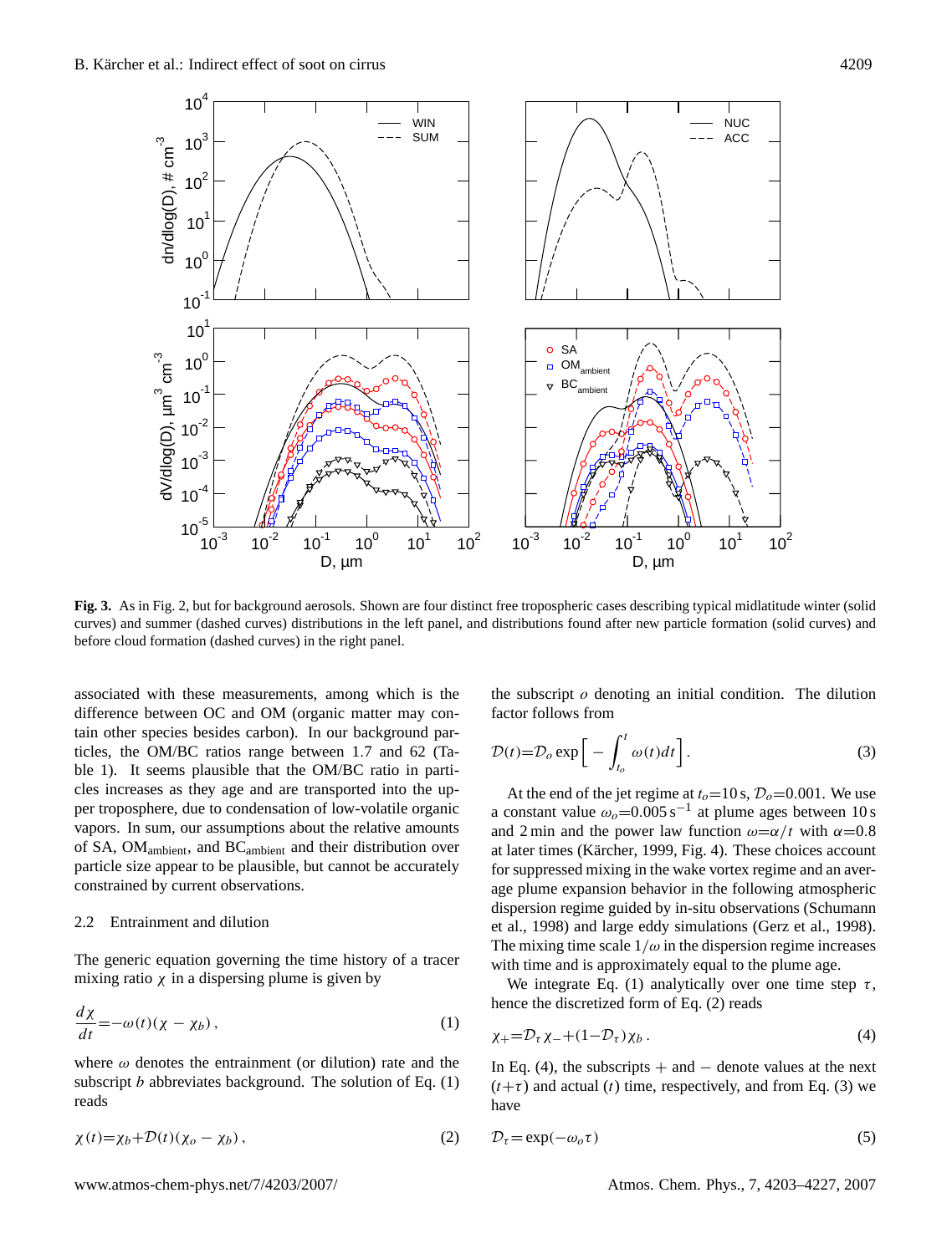**Fig. 3.** As in Fig. 2, but for background aerosols. Shown are four distinct free tropospheric cases describing typical midlatitude winter (solid curves) and summer (dashed curves) distributions in the left panel, and distributions found after new particle formation (solid curves) and before cloud formation (dashed curves) in the right panel.

associated with these measurements, among which is the difference between OC and OM (organic matter may contain other species besides carbon). In our background particles, the OM/BC ratios range between 1.7 and 62 (Table 1). It seems plausible that the OM/BC ratio in particles increases as they age and are transported into the upper troposphere, due to condensation of low-volatile organic vapors. In sum, our assumptions about the relative amounts of SA, $OM_{ambient}$, and $BC_{ambient}$ and their distribution over particle size appear to be plausible, but cannot be accurately constrained by current observations.

### 2.2 Entrainment and dilution

The generic equation governing the time history of a tracer mixing ratio $\chi$ in a dispersing plume is given by

$$\frac{d\chi}{dt} = -\omega(t)(\chi - \chi_b), \tag{1}$$

where $\omega$ denotes the entrainment (or dilution) rate and the subscript $b$ abbreviates background. The solution of Eq. (1) reads

$$\chi(t) = \chi_b + \mathcal{D}(t)(\chi_o - \chi_b), \tag{2}$$

the subscript $o$ denoting an initial condition. The dilution factor follows from

$$\mathcal{D}(t) = \mathcal{D}_o \exp\left[ -\int_{t_o}^{t} \omega(t) dt \right]. \tag{3}$$

At the end of the jet regime at $t_o$=10 s, $\mathcal{D}_o$=0.001. We use a constant value $\omega_o$=0.005 s$^{-1}$ at plume ages between 10 s and 2 min and the power law function $\omega = \alpha/t$ with $\alpha$=0.8 at later times (Kärcher, 1999, Fig. 4). These choices account for suppressed mixing in the wake vortex regime and an average plume expansion behavior in the following atmospheric dispersion regime guided by in-situ observations (Schumann et al., 1998) and large eddy simulations (Gerz et al., 1998). The mixing time scale $1/\omega$ in the dispersion regime increases with time and is approximately equal to the plume age.

We integrate Eq. (1) analytically over one time step $\tau$, hence the discretized form of Eq. (2) reads

$$\chi_+ = \mathcal{D}_\tau \chi_- + (1 - \mathcal{D}_\tau)\chi_b. \tag{4}$$

In Eq. (4), the subscripts + and − denote values at the next $(t+\tau)$ and actual $(t)$ time, respectively, and from Eq. (3) we have

$$\mathcal{D}_\tau = \exp(-\omega_o \tau) \tag{5}$$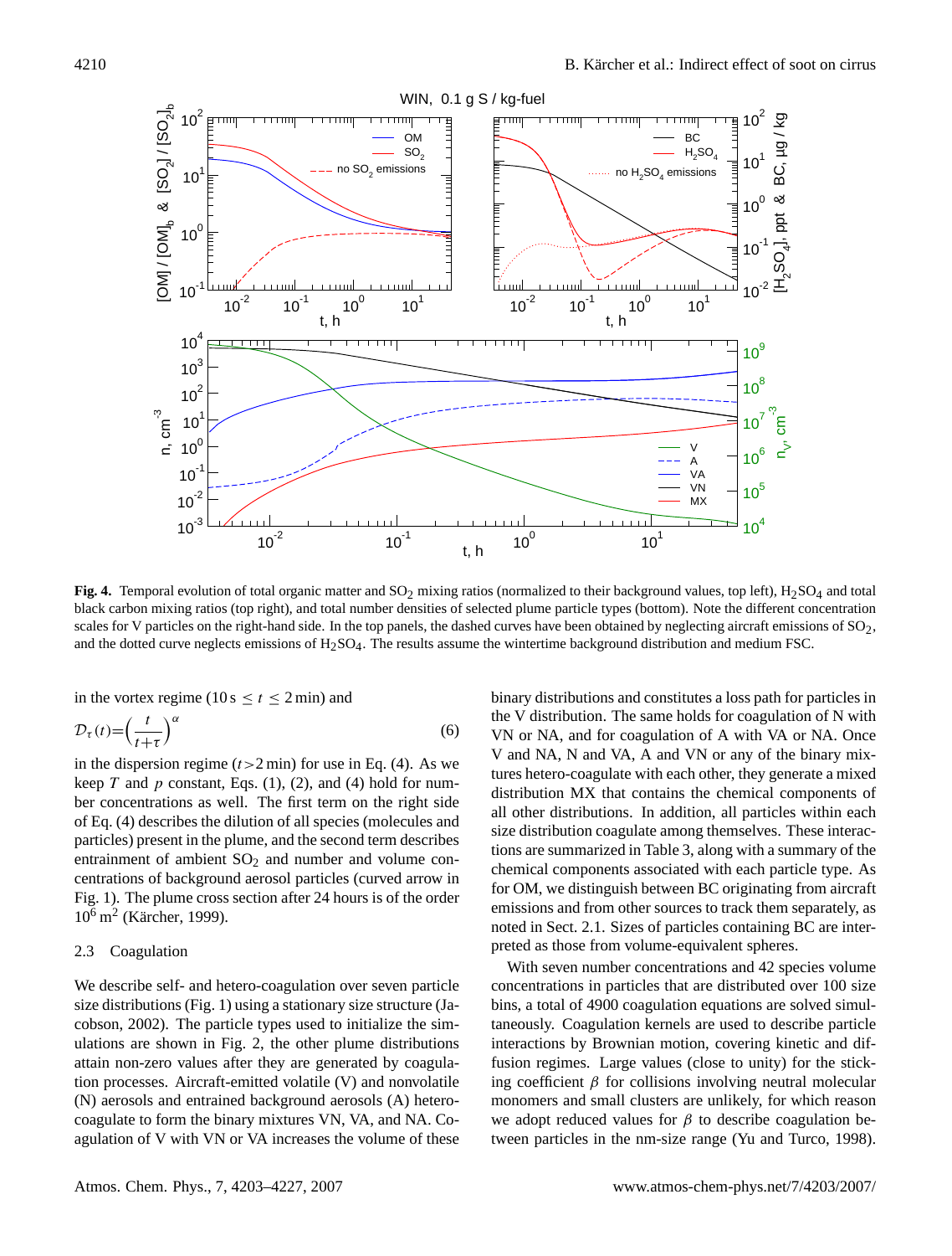**Fig. 4.** Temporal evolution of total organic matter and $SO_2$ mixing ratios (normalized to their background values, top left), $H_2SO_4$ and total black carbon mixing ratios (top right), and total number densities of selected plume particle types (bottom). Note the different concentration scales for V particles on the right-hand side. In the top panels, the dashed curves have been obtained by neglecting aircraft emissions of $SO_2$, and the dotted curve neglects emissions of $H_2SO_4$. The results assume the wintertime background distribution and medium FSC.

in the vortex regime ($10\,\mathrm{s} \le t \le 2\,\mathrm{min}$) and

$$\mathcal{D}_\tau(t) = \left(\frac{t}{t+\tau}\right)^\alpha \tag{6}$$

in the dispersion regime ($t > 2\,\mathrm{min}$) for use in Eq. (4). As we keep $T$ and $p$ constant, Eqs. (1), (2), and (4) hold for number concentrations as well. The first term on the right side of Eq. (4) describes the dilution of all species (molecules and particles) present in the plume, and the second term describes entrainment of ambient $SO_2$ and number and volume concentrations of background aerosol particles (curved arrow in Fig. 1). The plume cross section after 24 hours is of the order $10^6\,\mathrm{m}^2$ (Kärcher, 1999).

### 2.3 Coagulation

We describe self- and hetero-coagulation over seven particle size distributions (Fig. 1) using a stationary size structure (Jacobson, 2002). The particle types used to initialize the simulations are shown in Fig. 2, the other plume distributions attain non-zero values after they are generated by coagulation processes. Aircraft-emitted volatile (V) and nonvolatile (N) aerosols and entrained background aerosols (A) hetero-coagulate to form the binary mixtures VN, VA, and NA. Coagulation of V with VN or VA increases the volume of these binary distributions and constitutes a loss path for particles in the V distribution. The same holds for coagulation of N with VN or NA, and for coagulation of A with VA or NA. Once V and NA, N and VA, A and VN or any of the binary mixtures hetero-coagulate with each other, they generate a mixed distribution MX that contains the chemical components of all other distributions. In addition, all particles within each size distribution coagulate among themselves. These interactions are summarized in Table 3, along with a summary of the chemical components associated with each particle type. As for OM, we distinguish between BC originating from aircraft emissions and from other sources to track them separately, as noted in Sect. 2.1. Sizes of particles containing BC are interpreted as those from volume-equivalent spheres.

With seven number concentrations and 42 species volume concentrations in particles that are distributed over 100 size bins, a total of 4900 coagulation equations are solved simultaneously. Coagulation kernels are used to describe particle interactions by Brownian motion, covering kinetic and diffusion regimes. Large values (close to unity) for the sticking coefficient $\beta$ for collisions involving neutral molecular monomers and small clusters are unlikely, for which reason we adopt reduced values for $\beta$ to describe coagulation between particles in the nm-size range (Yu and Turco, 1998).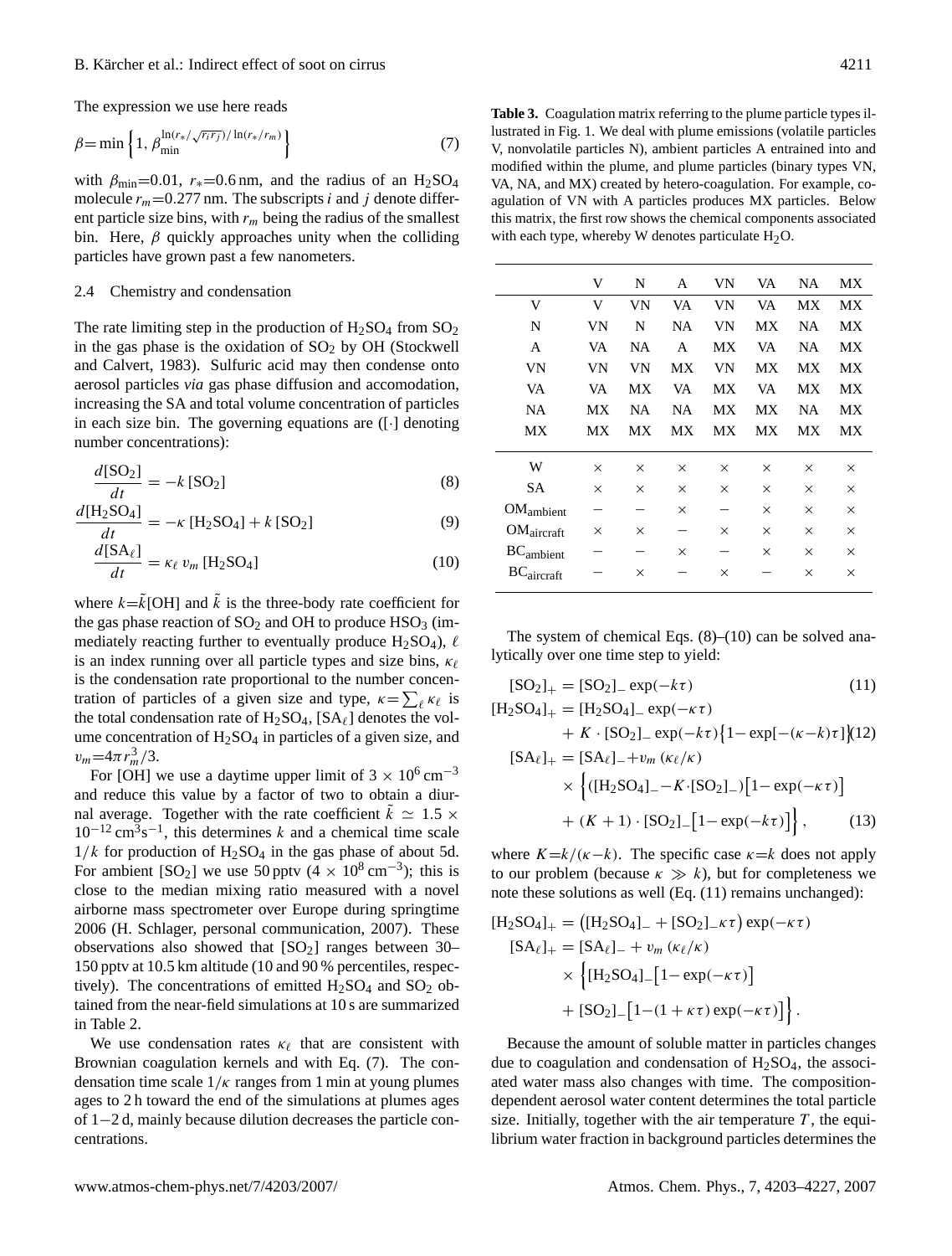The expression we use here reads

$$\beta = \min\left\{1, \beta_{\min}^{\ln(r_*/\sqrt{r_i r_j})/\ln(r_*/r_m)}\right\} \quad (7)$$

with $\beta_{\min}$=0.01, $r_*$=0.6 nm, and the radius of an $H_2SO_4$ molecule $r_m$=0.277 nm. The subscripts $i$ and $j$ denote different particle size bins, with $r_m$ being the radius of the smallest bin. Here, $\beta$ quickly approaches unity when the colliding particles have grown past a few nanometers.

### 2.4 Chemistry and condensation

The rate limiting step in the production of $H_2SO_4$ from $SO_2$ in the gas phase is the oxidation of $SO_2$ by OH (Stockwell and Calvert, 1983). Sulfuric acid may then condense onto aerosol particles *via* gas phase diffusion and accomodation, increasing the SA and total volume concentration of particles in each size bin. The governing equations are ([·] denoting number concentrations):

$$\frac{d[SO_2]}{dt} = -k\,[SO_2] \quad (8)$$

$$\frac{d[H_2SO_4]}{dt} = -\kappa\,[H_2SO_4] + k\,[SO_2] \quad (9)$$

$$\frac{d[SA_\ell]}{dt} = \kappa_\ell\, v_m\,[H_2SO_4] \quad (10)$$

where $k=\tilde{k}[OH]$ and $\tilde{k}$ is the three-body rate coefficient for the gas phase reaction of $SO_2$ and OH to produce $HSO_3$ (immediately reacting further to eventually produce $H_2SO_4$), $\ell$ is an index running over all particle types and size bins, $\kappa_\ell$ is the condensation rate proportional to the number concentration of particles of a given size and type, $\kappa=\sum_\ell \kappa_\ell$ is the total condensation rate of $H_2SO_4$, $[SA_\ell]$ denotes the volume concentration of $H_2SO_4$ in particles of a given size, and $v_m=4\pi r_m^3/3$.

For [OH] we use a daytime upper limit of $3\times10^6\,cm^{-3}$ and reduce this value by a factor of two to obtain a diurnal average. Together with the rate coefficient $\tilde{k}\simeq 1.5\times10^{-12}\,cm^3s^{-1}$, this determines $k$ and a chemical time scale $1/k$ for production of $H_2SO_4$ in the gas phase of about 5d. For ambient $[SO_2]$ we use 50 pptv ($4\times10^8\,cm^{-3}$); this is close to the median mixing ratio measured with a novel airborne mass spectrometer over Europe during springtime 2006 (H. Schlager, personal communication, 2007). These observations also showed that $[SO_2]$ ranges between 30–150 pptv at 10.5 km altitude (10 and 90 % percentiles, respectively). The concentrations of emitted $H_2SO_4$ and $SO_2$ obtained from the near-field simulations at 10 s are summarized in Table 2.

We use condensation rates $\kappa_\ell$ that are consistent with Brownian coagulation kernels and with Eq. (7). The condensation time scale $1/\kappa$ ranges from 1 min at young plumes ages to 2 h toward the end of the simulations at plumes ages of 1−2 d, mainly because dilution decreases the particle concentrations.

**Table 3.** Coagulation matrix referring to the plume particle types illustrated in Fig. 1. We deal with plume emissions (volatile particles V, nonvolatile particles N), ambient particles A entrained into and modified within the plume, and plume particles (binary types VN, VA, NA, and MX) created by hetero-coagulation. For example, coagulation of VN with A particles produces MX particles. Below this matrix, the first row shows the chemical components associated with each type, whereby W denotes particulate $H_2O$.

| | V | N | A | VN | VA | NA | MX |
|---|---|---|---|---|---|---|---|
| V | V | VN | VA | VN | VA | MX | MX |
| N | VN | N | NA | VN | MX | NA | MX |
| A | VA | NA | A | MX | VA | NA | MX |
| VN | VN | VN | MX | VN | MX | MX | MX |
| VA | VA | MX | VA | MX | VA | MX | MX |
| NA | MX | NA | NA | MX | MX | NA | MX |
| MX | MX | MX | MX | MX | MX | MX | MX |
| W | × | × | × | × | × | × | × |
| SA | × | × | × | × | × | × | × |
| $OM_{ambient}$ | – | – | × | – | × | × | × |
| $OM_{aircraft}$ | × | × | – | × | × | × | × |
| $BC_{ambient}$ | – | – | × | – | × | × | × |
| $BC_{aircraft}$ | – | × | – | × | – | × | × |

The system of chemical Eqs. (8)–(10) can be solved analytically over one time step to yield:

$$[SO_2]_+ = [SO_2]_-\exp(-k\tau) \quad (11)$$

$$[H_2SO_4]_+ = [H_2SO_4]_-\exp(-\kappa\tau) + K\cdot[SO_2]_-\exp(-k\tau)\left\{1-\exp[-(\kappa-k)\tau]\right\} \quad (12)$$

$$[SA_\ell]_+ = [SA_\ell]_- + v_m\,(\kappa_\ell/\kappa) \times \Big\{([H_2SO_4]_- - K\cdot[SO_2]_-)\big[1-\exp(-\kappa\tau)\big] + (K+1)\cdot[SO_2]_-\big[1-\exp(-k\tau)\big]\Big\}, \quad (13)$$

where $K=k/(\kappa-k)$. The specific case $\kappa=k$ does not apply to our problem (because $\kappa\gg k$), but for completeness we note these solutions as well (Eq. (11) remains unchanged):

$$[H_2SO_4]_+ = \big([H_2SO_4]_- + [SO_2]_-\kappa\tau\big)\exp(-\kappa\tau)$$

$$[SA_\ell]_+ = [SA_\ell]_- + v_m\,(\kappa_\ell/\kappa) \times \Big\{[H_2SO_4]_-\big[1-\exp(-\kappa\tau)\big] + [SO_2]_-\big[1-(1+\kappa\tau)\exp(-\kappa\tau)\big]\Big\}.$$

Because the amount of soluble matter in particles changes due to coagulation and condensation of $H_2SO_4$, the associated water mass also changes with time. The composition-dependent aerosol water content determines the total particle size. Initially, together with the air temperature $T$, the equilibrium water fraction in background particles determines the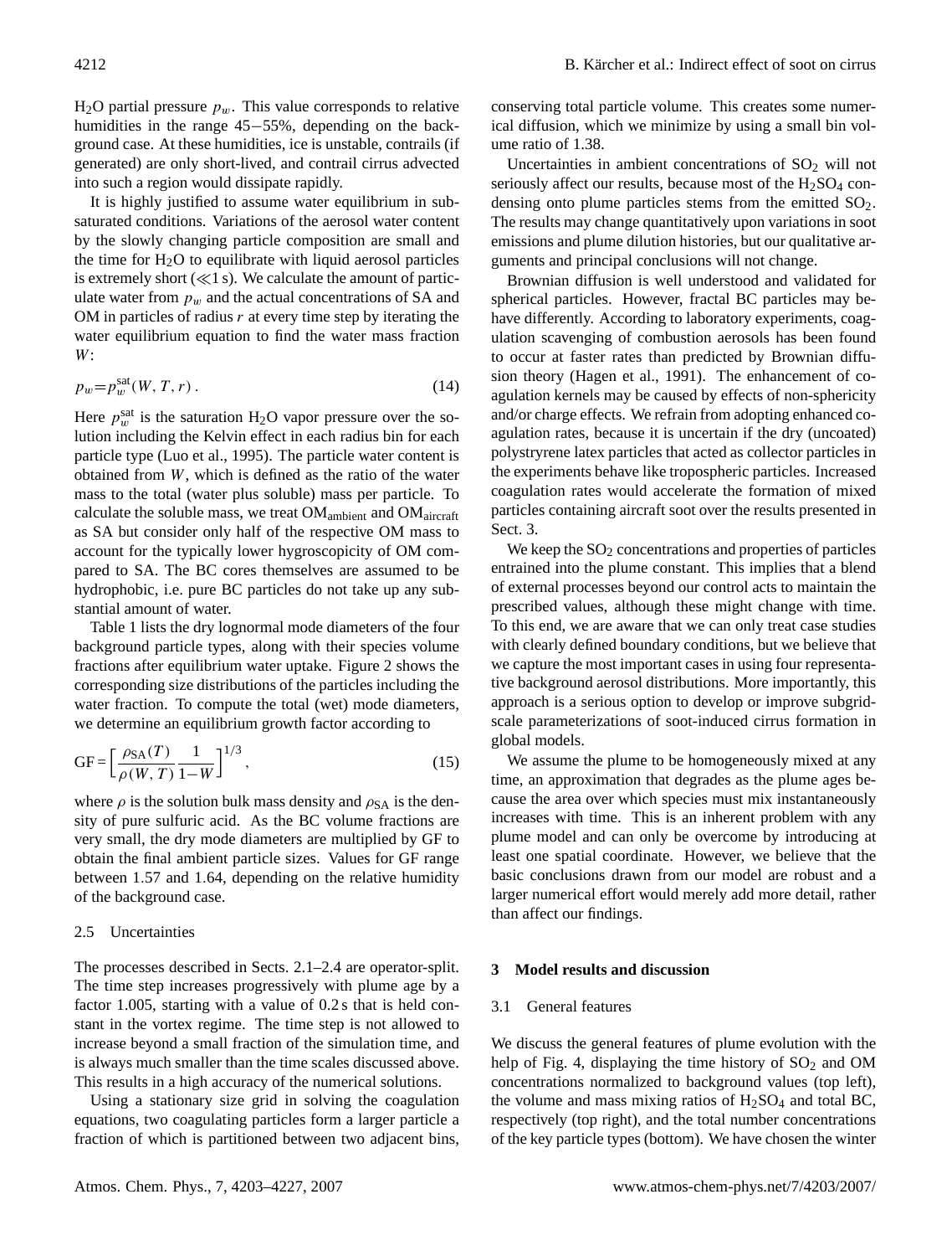$H_2O$ partial pressure $p_w$. This value corresponds to relative humidities in the range 45−55%, depending on the background case. At these humidities, ice is unstable, contrails (if generated) are only short-lived, and contrail cirrus advected into such a region would dissipate rapidly.

It is highly justified to assume water equilibrium in subsaturated conditions. Variations of the aerosol water content by the slowly changing particle composition are small and the time for $H_2O$ to equilibrate with liquid aerosol particles is extremely short ($\ll$1 s). We calculate the amount of particulate water from $p_w$ and the actual concentrations of SA and OM in particles of radius $r$ at every time step by iterating the water equilibrium equation to find the water mass fraction $W$:

$$p_w = p_w^{\mathrm{sat}}(W, T, r) \, . \tag{14}$$

Here $p_w^{\mathrm{sat}}$ is the saturation $H_2O$ vapor pressure over the solution including the Kelvin effect in each radius bin for each particle type (Luo et al., 1995). The particle water content is obtained from $W$, which is defined as the ratio of the water mass to the total (water plus soluble) mass per particle. To calculate the soluble mass, we treat $OM_{\mathrm{ambient}}$ and $OM_{\mathrm{aircraft}}$ as SA but consider only half of the respective OM mass to account for the typically lower hygroscopicity of OM compared to SA. The BC cores themselves are assumed to be hydrophobic, i.e. pure BC particles do not take up any substantial amount of water.

Table 1 lists the dry lognormal mode diameters of the four background particle types, along with their species volume fractions after equilibrium water uptake. Figure 2 shows the corresponding size distributions of the particles including the water fraction. To compute the total (wet) mode diameters, we determine an equilibrium growth factor according to

$$\mathrm{GF} = \left[ \frac{\rho_{\mathrm{SA}}(T)}{\rho(W, T)} \frac{1}{1-W} \right]^{1/3} , \tag{15}$$

where $\rho$ is the solution bulk mass density and $\rho_{\mathrm{SA}}$ is the density of pure sulfuric acid. As the BC volume fractions are very small, the dry mode diameters are multiplied by GF to obtain the final ambient particle sizes. Values for GF range between 1.57 and 1.64, depending on the relative humidity of the background case.

### 2.5 Uncertainties

The processes described in Sects. 2.1–2.4 are operator-split. The time step increases progressively with plume age by a factor 1.005, starting with a value of 0.2 s that is held constant in the vortex regime. The time step is not allowed to increase beyond a small fraction of the simulation time, and is always much smaller than the time scales discussed above. This results in a high accuracy of the numerical solutions.

Using a stationary size grid in solving the coagulation equations, two coagulating particles form a larger particle a fraction of which is partitioned between two adjacent bins, conserving total particle volume. This creates some numerical diffusion, which we minimize by using a small bin volume ratio of 1.38.

Uncertainties in ambient concentrations of $SO_2$ will not seriously affect our results, because most of the $H_2SO_4$ condensing onto plume particles stems from the emitted $SO_2$. The results may change quantitatively upon variations in soot emissions and plume dilution histories, but our qualitative arguments and principal conclusions will not change.

Brownian diffusion is well understood and validated for spherical particles. However, fractal BC particles may behave differently. According to laboratory experiments, coagulation scavenging of combustion aerosols has been found to occur at faster rates than predicted by Brownian diffusion theory (Hagen et al., 1991). The enhancement of coagulation kernels may be caused by effects of non-sphericity and/or charge effects. We refrain from adopting enhanced coagulation rates, because it is uncertain if the dry (uncoated) polystryrene latex particles that acted as collector particles in the experiments behave like tropospheric particles. Increased coagulation rates would accelerate the formation of mixed particles containing aircraft soot over the results presented in Sect. 3.

We keep the $SO_2$ concentrations and properties of particles entrained into the plume constant. This implies that a blend of external processes beyond our control acts to maintain the prescribed values, although these might change with time. To this end, we are aware that we can only treat case studies with clearly defined boundary conditions, but we believe that we capture the most important cases in using four representative background aerosol distributions. More importantly, this approach is a serious option to develop or improve subgrid-scale parameterizations of soot-induced cirrus formation in global models.

We assume the plume to be homogeneously mixed at any time, an approximation that degrades as the plume ages because the area over which species must mix instantaneously increases with time. This is an inherent problem with any plume model and can only be overcome by introducing at least one spatial coordinate. However, we believe that the basic conclusions drawn from our model are robust and a larger numerical effort would merely add more detail, rather than affect our findings.

## 3 Model results and discussion

### 3.1 General features

We discuss the general features of plume evolution with the help of Fig. 4, displaying the time history of $SO_2$ and OM concentrations normalized to background values (top left), the volume and mass mixing ratios of $H_2SO_4$ and total BC, respectively (top right), and the total number concentrations of the key particle types (bottom). We have chosen the winter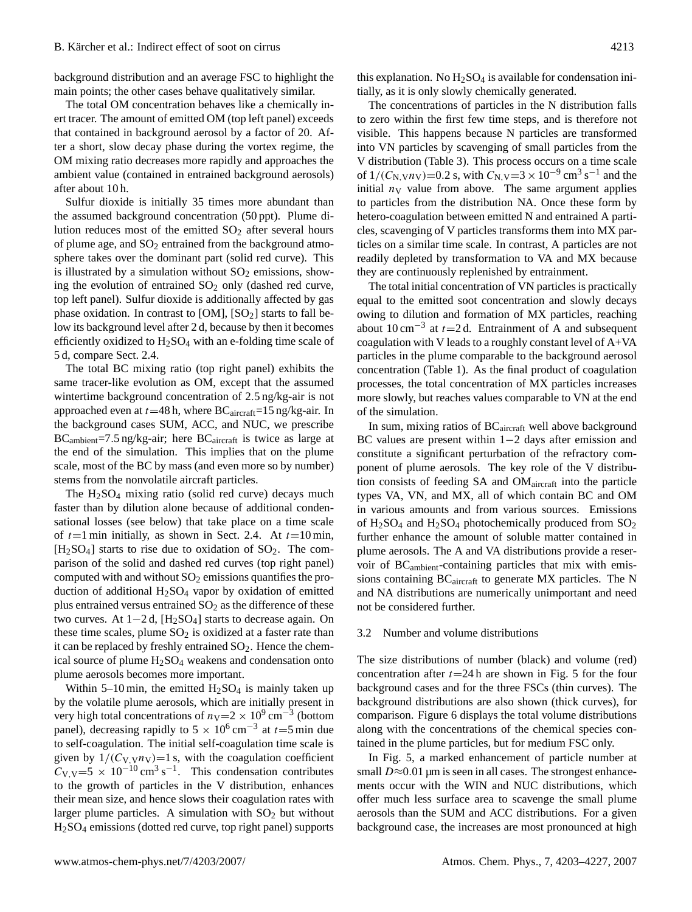background distribution and an average FSC to highlight the main points; the other cases behave qualitatively similar.

The total OM concentration behaves like a chemically inert tracer. The amount of emitted OM (top left panel) exceeds that contained in background aerosol by a factor of 20. After a short, slow decay phase during the vortex regime, the OM mixing ratio decreases more rapidly and approaches the ambient value (contained in entrained background aerosols) after about 10 h.

Sulfur dioxide is initially 35 times more abundant than the assumed background concentration (50 ppt). Plume dilution reduces most of the emitted $SO_2$ after several hours of plume age, and $SO_2$ entrained from the background atmosphere takes over the dominant part (solid red curve). This is illustrated by a simulation without $SO_2$ emissions, showing the evolution of entrained $SO_2$ only (dashed red curve, top left panel). Sulfur dioxide is additionally affected by gas phase oxidation. In contrast to [OM], $[SO_2]$ starts to fall below its background level after 2 d, because by then it becomes efficiently oxidized to $H_2SO_4$ with an e-folding time scale of 5 d, compare Sect. 2.4.

The total BC mixing ratio (top right panel) exhibits the same tracer-like evolution as OM, except that the assumed wintertime background concentration of 2.5 ng/kg-air is not approached even at $t$=48 h, where $BC_{aircraft}$=15 ng/kg-air. In the background cases SUM, ACC, and NUC, we prescribe $BC_{ambient}$=7.5 ng/kg-air; here $BC_{aircraft}$ is twice as large at the end of the simulation. This implies that on the plume scale, most of the BC by mass (and even more so by number) stems from the nonvolatile aircraft particles.

The $H_2SO_4$ mixing ratio (solid red curve) decays much faster than by dilution alone because of additional condensational losses (see below) that take place on a time scale of $t$=1 min initially, as shown in Sect. 2.4. At $t$=10 min, $[H_2SO_4]$ starts to rise due to oxidation of $SO_2$. The comparison of the solid and dashed red curves (top right panel) computed with and without $SO_2$ emissions quantifies the production of additional $H_2SO_4$ vapor by oxidation of emitted plus entrained versus entrained $SO_2$ as the difference of these two curves. At 1−2 d, $[H_2SO_4]$ starts to decrease again. On these time scales, plume $SO_2$ is oxidized at a faster rate than it can be replaced by freshly entrained $SO_2$. Hence the chemical source of plume $H_2SO_4$ weakens and condensation onto plume aerosols becomes more important.

Within 5–10 min, the emitted $H_2SO_4$ is mainly taken up by the volatile plume aerosols, which are initially present in very high total concentrations of $n_V$=$2\times10^9$ cm$^{-3}$ (bottom panel), decreasing rapidly to $5\times10^6$ cm$^{-3}$ at $t$=5 min due to self-coagulation. The initial self-coagulation time scale is given by $1/(C_{V,V}n_V)$=1 s, with the coagulation coefficient $C_{V,V}$=$5\times10^{-10}$ cm$^3$ s$^{-1}$. This condensation contributes to the growth of particles in the V distribution, enhances their mean size, and hence slows their coagulation rates with larger plume particles. A simulation with $SO_2$ but without $H_2SO_4$ emissions (dotted red curve, top right panel) supports this explanation. No $H_2SO_4$ is available for condensation initially, as it is only slowly chemically generated.

The concentrations of particles in the N distribution falls to zero within the first few time steps, and is therefore not visible. This happens because N particles are transformed into VN particles by scavenging of small particles from the V distribution (Table 3). This process occurs on a time scale of $1/(C_{N,V}n_V)$=0.2 s, with $C_{N,V}$=$3\times10^{-9}$ cm$^3$ s$^{-1}$ and the initial $n_V$ value from above. The same argument applies to particles from the distribution NA. Once these form by hetero-coagulation between emitted N and entrained A particles, scavenging of V particles transforms them into MX particles on a similar time scale. In contrast, A particles are not readily depleted by transformation to VA and MX because they are continuously replenished by entrainment.

The total initial concentration of VN particles is practically equal to the emitted soot concentration and slowly decays owing to dilution and formation of MX particles, reaching about 10 cm$^{-3}$ at $t$=2 d. Entrainment of A and subsequent coagulation with V leads to a roughly constant level of A+VA particles in the plume comparable to the background aerosol concentration (Table 1). As the final product of coagulation processes, the total concentration of MX particles increases more slowly, but reaches values comparable to VN at the end of the simulation.

In sum, mixing ratios of $BC_{aircraft}$ well above background BC values are present within 1−2 days after emission and constitute a significant perturbation of the refractory component of plume aerosols. The key role of the V distribution consists of feeding SA and $OM_{aircraft}$ into the particle types VA, VN, and MX, all of which contain BC and OM in various amounts and from various sources. Emissions of $H_2SO_4$ and $H_2SO_4$ photochemically produced from $SO_2$ further enhance the amount of soluble matter contained in plume aerosols. The A and VA distributions provide a reservoir of $BC_{ambient}$-containing particles that mix with emissions containing $BC_{aircraft}$ to generate MX particles. The N and NA distributions are numerically unimportant and need not be considered further.

### 3.2 Number and volume distributions

The size distributions of number (black) and volume (red) concentration after $t$=24 h are shown in Fig. 5 for the four background cases and for the three FSCs (thin curves). The background distributions are also shown (thick curves), for comparison. Figure 6 displays the total volume distributions along with the concentrations of the chemical species contained in the plume particles, but for medium FSC only.

In Fig. 5, a marked enhancement of particle number at small $D\approx0.01$ µm is seen in all cases. The strongest enhancements occur with the WIN and NUC distributions, which offer much less surface area to scavenge the small plume aerosols than the SUM and ACC distributions. For a given background case, the increases are most pronounced at high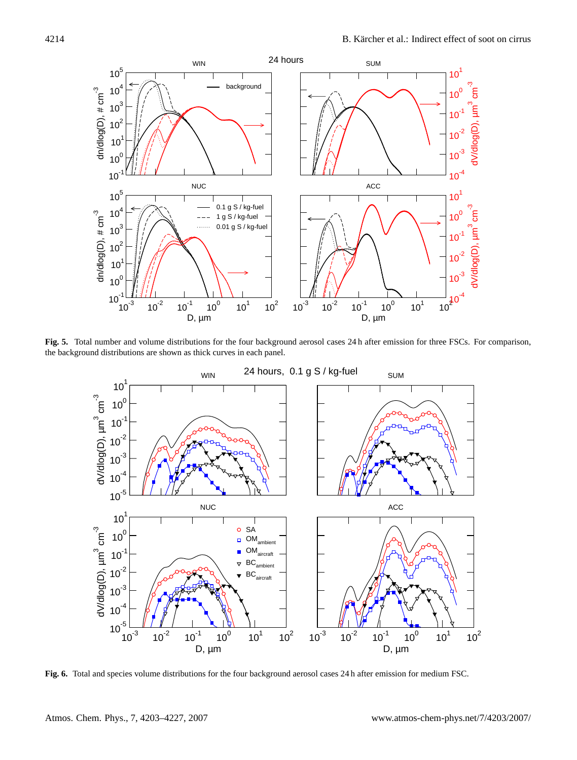**Fig. 5.** Total number and volume distributions for the four background aerosol cases 24 h after emission for three FSCs. For comparison, the background distributions are shown as thick curves in each panel.

**Fig. 6.** Total and species volume distributions for the four background aerosol cases 24 h after emission for medium FSC.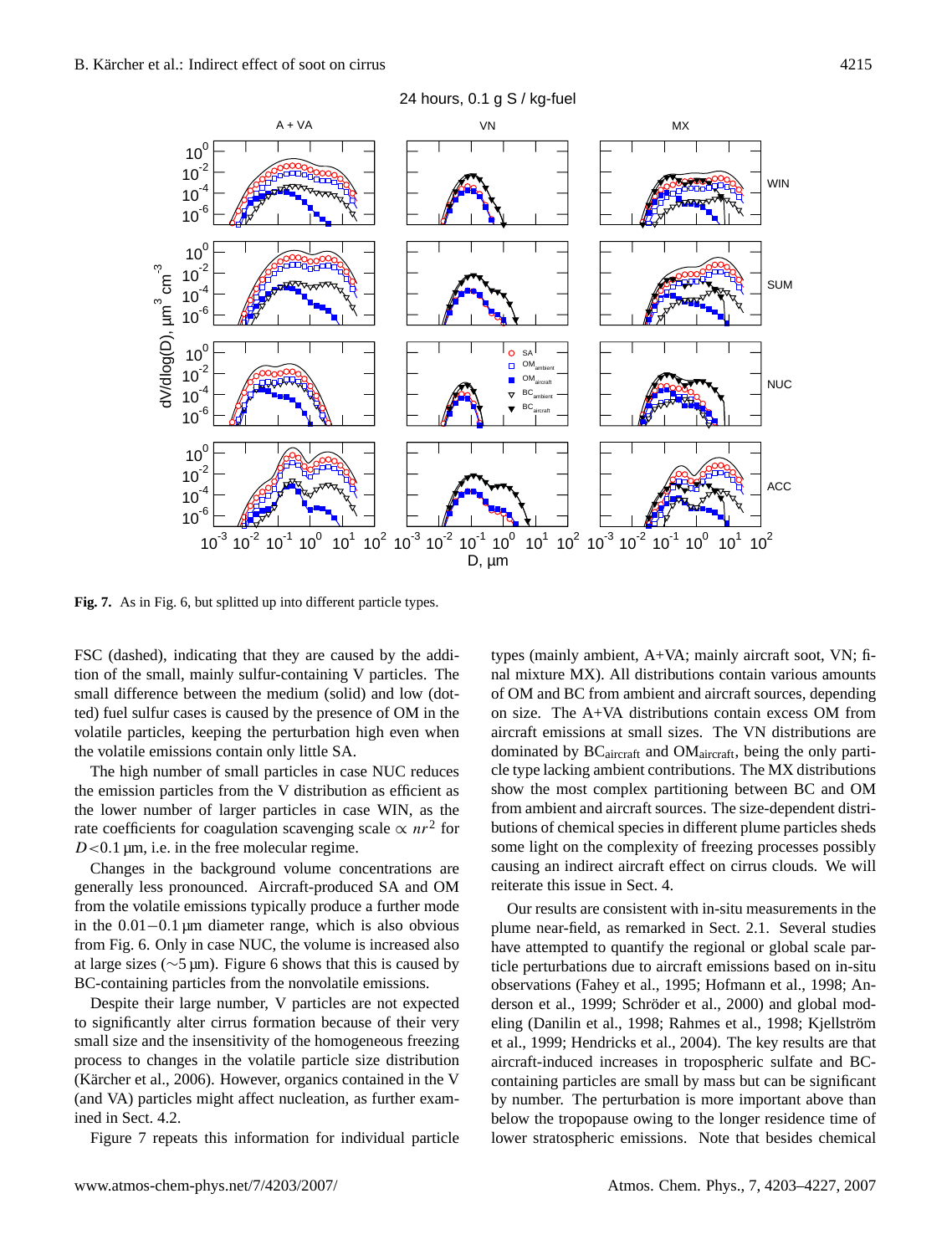**Fig. 7.** As in Fig. 6, but splitted up into different particle types.

FSC (dashed), indicating that they are caused by the addition of the small, mainly sulfur-containing V particles. The small difference between the medium (solid) and low (dotted) fuel sulfur cases is caused by the presence of OM in the volatile particles, keeping the perturbation high even when the volatile emissions contain only little SA.

The high number of small particles in case NUC reduces the emission particles from the V distribution as efficient as the lower number of larger particles in case WIN, as the rate coefficients for coagulation scavenging scale $\propto nr^2$ for $D<0.1\,\mu$m, i.e. in the free molecular regime.

Changes in the background volume concentrations are generally less pronounced. Aircraft-produced SA and OM from the volatile emissions typically produce a further mode in the $0.01-0.1\,\mu$m diameter range, which is also obvious from Fig. 6. Only in case NUC, the volume is increased also at large sizes ($\sim 5\,\mu$m). Figure 6 shows that this is caused by BC-containing particles from the nonvolatile emissions.

Despite their large number, V particles are not expected to significantly alter cirrus formation because of their very small size and the insensitivity of the homogeneous freezing process to changes in the volatile particle size distribution (Kärcher et al., 2006). However, organics contained in the V (and VA) particles might affect nucleation, as further examined in Sect. 4.2.

Figure 7 repeats this information for individual particle types (mainly ambient, A+VA; mainly aircraft soot, VN; final mixture MX). All distributions contain various amounts of OM and BC from ambient and aircraft sources, depending on size. The A+VA distributions contain excess OM from aircraft emissions at small sizes. The VN distributions are dominated by $BC_{aircraft}$ and $OM_{aircraft}$, being the only particle type lacking ambient contributions. The MX distributions show the most complex partitioning between BC and OM from ambient and aircraft sources. The size-dependent distributions of chemical species in different plume particles sheds some light on the complexity of freezing processes possibly causing an indirect aircraft effect on cirrus clouds. We will reiterate this issue in Sect. 4.

Our results are consistent with in-situ measurements in the plume near-field, as remarked in Sect. 2.1. Several studies have attempted to quantify the regional or global scale particle perturbations due to aircraft emissions based on in-situ observations (Fahey et al., 1995; Hofmann et al., 1998; Anderson et al., 1999; Schröder et al., 2000) and global modeling (Danilin et al., 1998; Rahmes et al., 1998; Kjellström et al., 1999; Hendricks et al., 2004). The key results are that aircraft-induced increases in tropospheric sulfate and BC-containing particles are small by mass but can be significant by number. The perturbation is more important above than below the tropopause owing to the longer residence time of lower stratospheric emissions. Note that besides chemical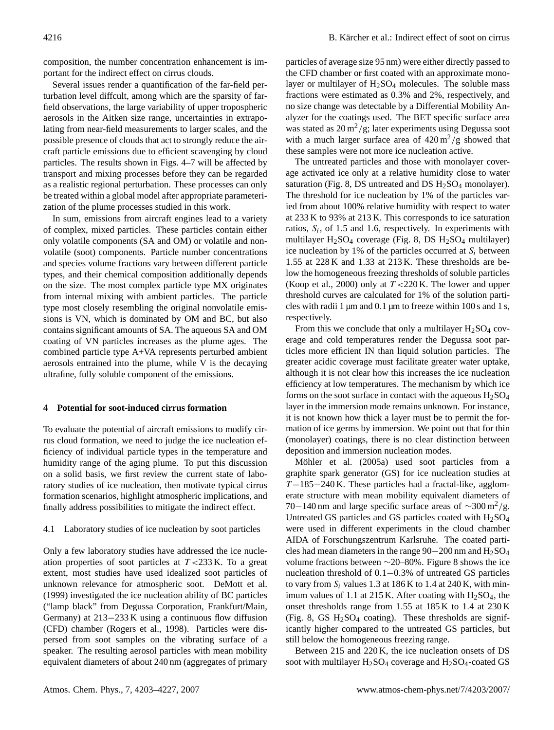composition, the number concentration enhancement is important for the indirect effect on cirrus clouds.

Several issues render a quantification of the far-field perturbation level diffcult, among which are the sparsity of far-field observations, the large variability of upper tropospheric aerosols in the Aitken size range, uncertainties in extrapolating from near-field measurements to larger scales, and the possible presence of clouds that act to strongly reduce the aircraft particle emissions due to efficient scavenging by cloud particles. The results shown in Figs. 4–7 will be affected by transport and mixing processes before they can be regarded as a realistic regional perturbation. These processes can only be treated within a global model after appropriate parameterization of the plume processes studied in this work.

In sum, emissions from aircraft engines lead to a variety of complex, mixed particles. These particles contain either only volatile components (SA and OM) or volatile and nonvolatile (soot) components. Particle number concentrations and species volume fractions vary between different particle types, and their chemical composition additionally depends on the size. The most complex particle type MX originates from internal mixing with ambient particles. The particle type most closely resembling the original nonvolatile emissions is VN, which is dominated by OM and BC, but also contains significant amounts of SA. The aqueous SA and OM coating of VN particles increases as the plume ages. The combined particle type A+VA represents perturbed ambient aerosols entrained into the plume, while V is the decaying ultrafine, fully soluble component of the emissions.

## 4 Potential for soot-induced cirrus formation

To evaluate the potential of aircraft emissions to modify cirrus cloud formation, we need to judge the ice nucleation efficiency of individual particle types in the temperature and humidity range of the aging plume. To put this discussion on a solid basis, we first review the current state of laboratory studies of ice nucleation, then motivate typical cirrus formation scenarios, highlight atmospheric implications, and finally address possibilities to mitigate the indirect effect.

### 4.1 Laboratory studies of ice nucleation by soot particles

Only a few laboratory studies have addressed the ice nucleation properties of soot particles at $T<233$ K. To a great extent, most studies have used idealized soot particles of unknown relevance for atmospheric soot. DeMott et al. (1999) investigated the ice nucleation ability of BC particles ("lamp black" from Degussa Corporation, Frankfurt/Main, Germany) at 213−233 K using a continuous flow diffusion (CFD) chamber (Rogers et al., 1998). Particles were dispersed from soot samples on the vibrating surface of a speaker. The resulting aerosol particles with mean mobility equivalent diameters of about 240 nm (aggregates of primary particles of average size 95 nm) were either directly passed to the CFD chamber or first coated with an approximate monolayer or multilayer of $H_2SO_4$ molecules. The soluble mass fractions were estimated as 0.3% and 2%, respectively, and no size change was detectable by a Differential Mobility Analyzer for the coatings used. The BET specific surface area was stated as $20\,m^2/g$; later experiments using Degussa soot with a much larger surface area of $420\,m^2/g$ showed that these samples were not more ice nucleation active.

The untreated particles and those with monolayer coverage activated ice only at a relative humidity close to water saturation (Fig. 8, DS untreated and DS $H_2SO_4$ monolayer). The threshold for ice nucleation by 1% of the particles varied from about 100% relative humidity with respect to water at 233 K to 93% at 213 K. This corresponds to ice saturation ratios, $S_i$, of 1.5 and 1.6, respectively. In experiments with multilayer $H_2SO_4$ coverage (Fig. 8, DS $H_2SO_4$ multilayer) ice nucleation by 1% of the particles occurred at $S_i$ between 1.55 at 228 K and 1.33 at 213 K. These thresholds are below the homogeneous freezing thresholds of soluble particles (Koop et al., 2000) only at $T<220$ K. The lower and upper threshold curves are calculated for 1% of the solution particles with radii 1 µm and 0.1 µm to freeze within 100 s and 1 s, respectively.

From this we conclude that only a multilayer $H_2SO_4$ coverage and cold temperatures render the Degussa soot particles more efficient IN than liquid solution particles. The greater acidic coverage must facilitate greater water uptake, although it is not clear how this increases the ice nucleation efficiency at low temperatures. The mechanism by which ice forms on the soot surface in contact with the aqueous $H_2SO_4$ layer in the immersion mode remains unknown. For instance, it is not known how thick a layer must be to permit the formation of ice germs by immersion. We point out that for thin (monolayer) coatings, there is no clear distinction between deposition and immersion nucleation modes.

Möhler et al. (2005a) used soot particles from a graphite spark generator (GS) for ice nucleation studies at $T=185-240$ K. These particles had a fractal-like, agglomerate structure with mean mobility equivalent diameters of 70−140 nm and large specific surface areas of $\sim 300\,m^2/g$. Untreated GS particles and GS particles coated with $H_2SO_4$ were used in different experiments in the cloud chamber AIDA of Forschungszentrum Karlsruhe. The coated particles had mean diameters in the range 90−200 nm and $H_2SO_4$ volume fractions between ∼20–80%. Figure 8 shows the ice nucleation threshold of 0.1−0.3% of untreated GS particles to vary from $S_i$ values 1.3 at 186 K to 1.4 at 240 K, with minimum values of 1.1 at 215 K. After coating with $H_2SO_4$, the onset thresholds range from 1.55 at 185 K to 1.4 at 230 K (Fig. 8, GS $H_2SO_4$ coating). These thresholds are significantly higher compared to the untreated GS particles, but still below the homogeneous freezing range.

Between 215 and 220 K, the ice nucleation onsets of DS soot with multilayer $H_2SO_4$ coverage and $H_2SO_4$-coated GS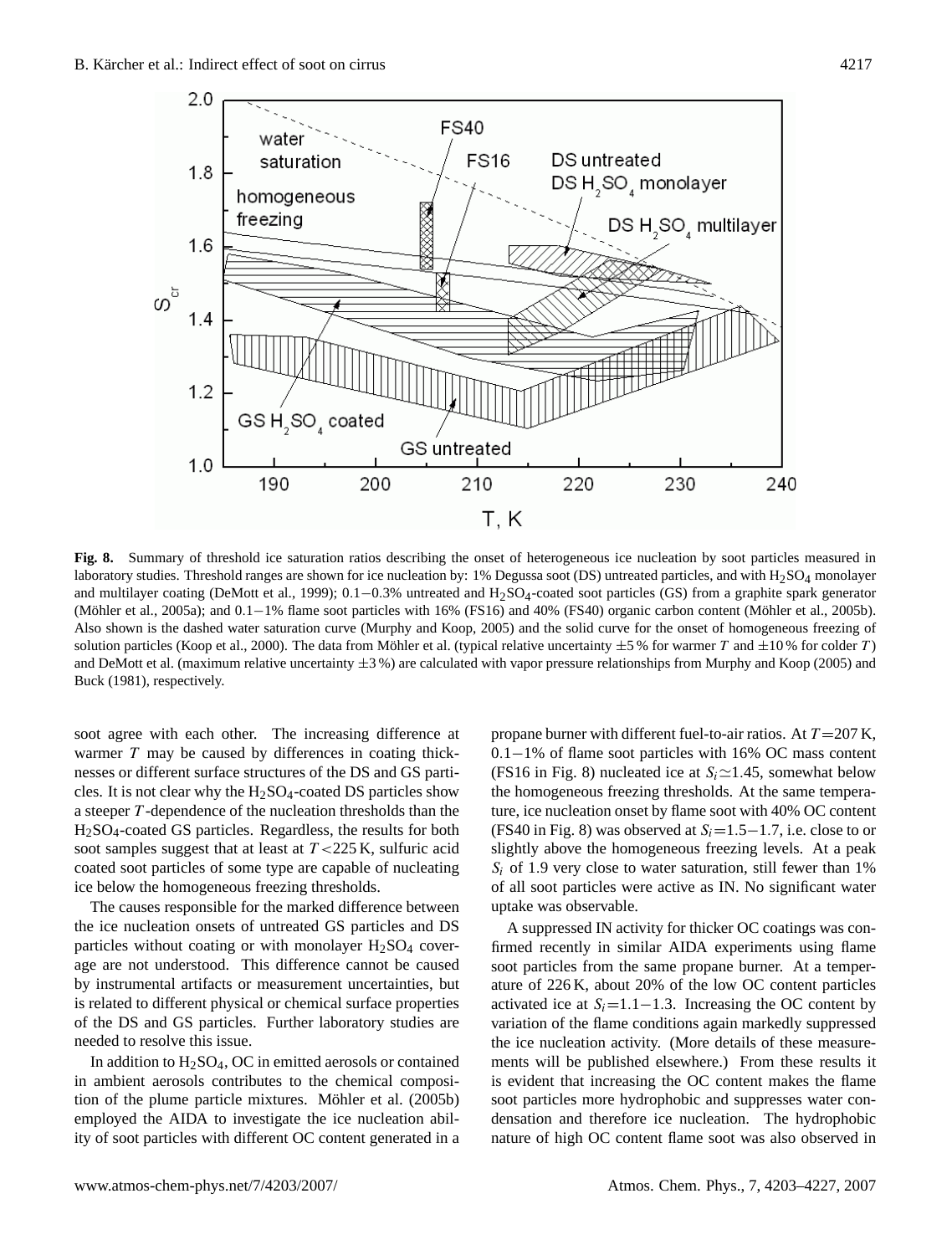**Fig. 8.** Summary of threshold ice saturation ratios describing the onset of heterogeneous ice nucleation by soot particles measured in laboratory studies. Threshold ranges are shown for ice nucleation by: 1% Degussa soot (DS) untreated particles, and with $H_2SO_4$ monolayer and multilayer coating (DeMott et al., 1999); 0.1−0.3% untreated and $H_2SO_4$-coated soot particles (GS) from a graphite spark generator (Möhler et al., 2005a); and 0.1−1% flame soot particles with 16% (FS16) and 40% (FS40) organic carbon content (Möhler et al., 2005b). Also shown is the dashed water saturation curve (Murphy and Koop, 2005) and the solid curve for the onset of homogeneous freezing of solution particles (Koop et al., 2000). The data from Möhler et al. (typical relative uncertainty ±5% for warmer $T$ and ±10% for colder $T$) and DeMott et al. (maximum relative uncertainty ±3%) are calculated with vapor pressure relationships from Murphy and Koop (2005) and Buck (1981), respectively.

soot agree with each other. The increasing difference at warmer $T$ may be caused by differences in coating thicknesses or different surface structures of the DS and GS particles. It is not clear why the $H_2SO_4$-coated DS particles show a steeper $T$-dependence of the nucleation thresholds than the $H_2SO_4$-coated GS particles. Regardless, the results for both soot samples suggest that at least at $T < 225$ K, sulfuric acid coated soot particles of some type are capable of nucleating ice below the homogeneous freezing thresholds.

The causes responsible for the marked difference between the ice nucleation onsets of untreated GS particles and DS particles without coating or with monolayer $H_2SO_4$ coverage are not understood. This difference cannot be caused by instrumental artifacts or measurement uncertainties, but is related to different physical or chemical surface properties of the DS and GS particles. Further laboratory studies are needed to resolve this issue.

In addition to $H_2SO_4$, OC in emitted aerosols or contained in ambient aerosols contributes to the chemical composition of the plume particle mixtures. Möhler et al. (2005b) employed the AIDA to investigate the ice nucleation ability of soot particles with different OC content generated in a propane burner with different fuel-to-air ratios. At $T = 207$ K, 0.1−1% of flame soot particles with 16% OC mass content (FS16 in Fig. 8) nucleated ice at $S_i \simeq 1.45$, somewhat below the homogeneous freezing thresholds. At the same temperature, ice nucleation onset by flame soot with 40% OC content (FS40 in Fig. 8) was observed at $S_i = 1.5-1.7$, i.e. close to or slightly above the homogeneous freezing levels. At a peak $S_i$ of 1.9 very close to water saturation, still fewer than 1% of all soot particles were active as IN. No significant water uptake was observable.

A suppressed IN activity for thicker OC coatings was confirmed recently in similar AIDA experiments using flame soot particles from the same propane burner. At a temperature of 226 K, about 20% of the low OC content particles activated ice at $S_i = 1.1-1.3$. Increasing the OC content by variation of the flame conditions again markedly suppressed the ice nucleation activity. (More details of these measurements will be published elsewhere.) From these results it is evident that increasing the OC content makes the flame soot particles more hydrophobic and suppresses water condensation and therefore ice nucleation. The hydrophobic nature of high OC content flame soot was also observed in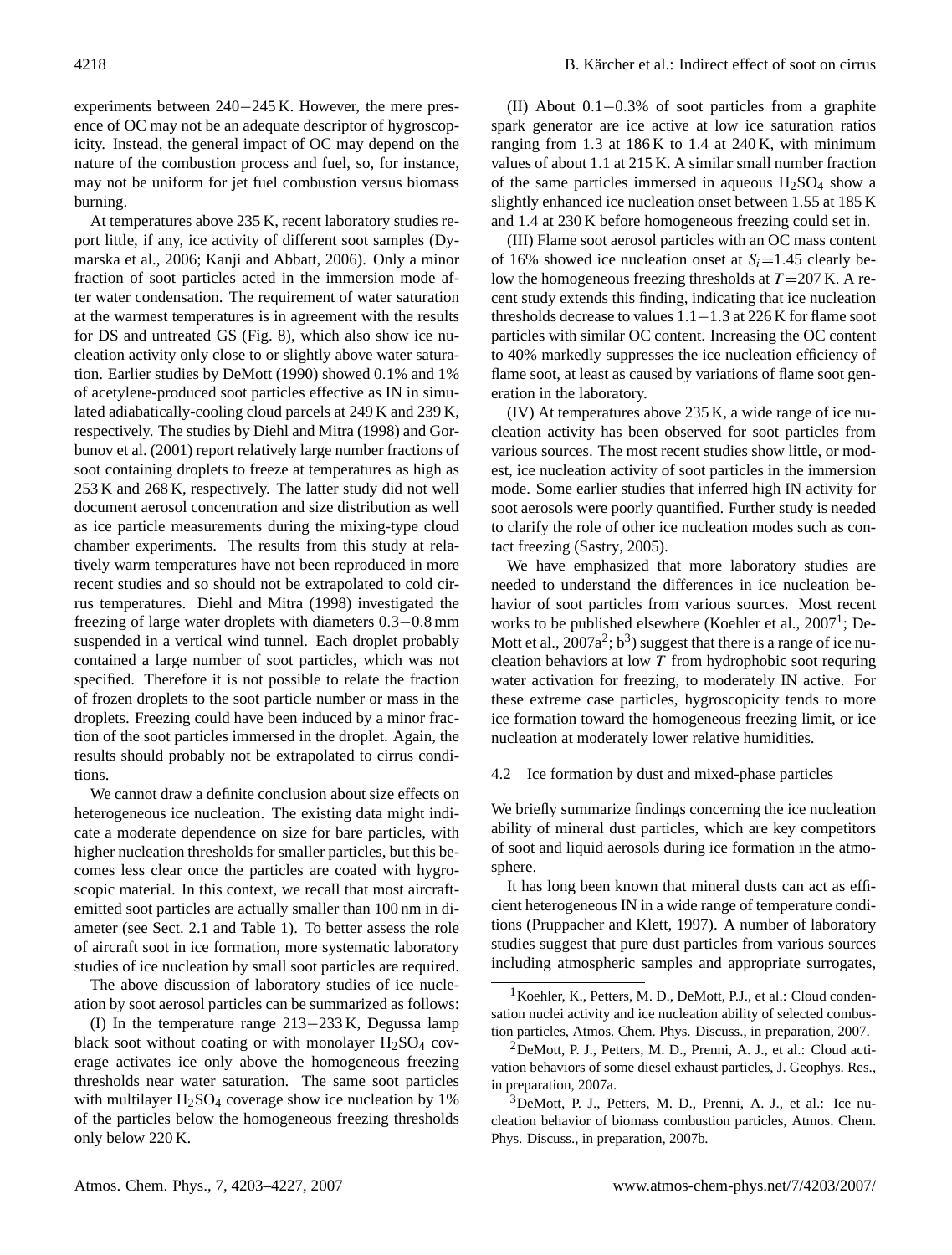experiments between 240−245 K. However, the mere presence of OC may not be an adequate descriptor of hygroscopicity. Instead, the general impact of OC may depend on the nature of the combustion process and fuel, so, for instance, may not be uniform for jet fuel combustion versus biomass burning.

At temperatures above 235 K, recent laboratory studies report little, if any, ice activity of different soot samples (Dymarska et al., 2006; Kanji and Abbatt, 2006). Only a minor fraction of soot particles acted in the immersion mode after water condensation. The requirement of water saturation at the warmest temperatures is in agreement with the results for DS and untreated GS (Fig. 8), which also show ice nucleation activity only close to or slightly above water saturation. Earlier studies by DeMott (1990) showed 0.1% and 1% of acetylene-produced soot particles effective as IN in simulated adiabatically-cooling cloud parcels at 249 K and 239 K, respectively. The studies by Diehl and Mitra (1998) and Gorbunov et al. (2001) report relatively large number fractions of soot containing droplets to freeze at temperatures as high as 253 K and 268 K, respectively. The latter study did not well document aerosol concentration and size distribution as well as ice particle measurements during the mixing-type cloud chamber experiments. The results from this study at relatively warm temperatures have not been reproduced in more recent studies and so should not be extrapolated to cold cirrus temperatures. Diehl and Mitra (1998) investigated the freezing of large water droplets with diameters 0.3−0.8 mm suspended in a vertical wind tunnel. Each droplet probably contained a large number of soot particles, which was not specified. Therefore it is not possible to relate the fraction of frozen droplets to the soot particle number or mass in the droplets. Freezing could have been induced by a minor fraction of the soot particles immersed in the droplet. Again, the results should probably not be extrapolated to cirrus conditions.

We cannot draw a definite conclusion about size effects on heterogeneous ice nucleation. The existing data might indicate a moderate dependence on size for bare particles, with higher nucleation thresholds for smaller particles, but this becomes less clear once the particles are coated with hygroscopic material. In this context, we recall that most aircraft-emitted soot particles are actually smaller than 100 nm in diameter (see Sect. 2.1 and Table 1). To better assess the role of aircraft soot in ice formation, more systematic laboratory studies of ice nucleation by small soot particles are required.

The above discussion of laboratory studies of ice nucleation by soot aerosol particles can be summarized as follows:

(I) In the temperature range 213−233 K, Degussa lamp black soot without coating or with monolayer $H_2SO_4$ coverage activates ice only above the homogeneous freezing thresholds near water saturation. The same soot particles with multilayer $H_2SO_4$ coverage show ice nucleation by 1% of the particles below the homogeneous freezing thresholds only below 220 K.

(II) About 0.1−0.3% of soot particles from a graphite spark generator are ice active at low ice saturation ratios ranging from 1.3 at 186 K to 1.4 at 240 K, with minimum values of about 1.1 at 215 K. A similar small number fraction of the same particles immersed in aqueous $H_2SO_4$ show a slightly enhanced ice nucleation onset between 1.55 at 185 K and 1.4 at 230 K before homogeneous freezing could set in.

(III) Flame soot aerosol particles with an OC mass content of 16% showed ice nucleation onset at $S_i$=1.45 clearly below the homogeneous freezing thresholds at $T$=207 K. A recent study extends this finding, indicating that ice nucleation thresholds decrease to values 1.1−1.3 at 226 K for flame soot particles with similar OC content. Increasing the OC content to 40% markedly suppresses the ice nucleation efficiency of flame soot, at least as caused by variations of flame soot generation in the laboratory.

(IV) At temperatures above 235 K, a wide range of ice nucleation activity has been observed for soot particles from various sources. The most recent studies show little, or modest, ice nucleation activity of soot particles in the immersion mode. Some earlier studies that inferred high IN activity for soot aerosols were poorly quantified. Further study is needed to clarify the role of other ice nucleation modes such as contact freezing (Sastry, 2005).

We have emphasized that more laboratory studies are needed to understand the differences in ice nucleation behavior of soot particles from various sources. Most recent works to be published elsewhere (Koehler et al., 2007[1]; DeMott et al., 2007a[2]; b[3]) suggest that there is a range of ice nucleation behaviors at low $T$ from hydrophobic soot requring water activation for freezing, to moderately IN active. For these extreme case particles, hygroscopicity tends to more ice formation toward the homogeneous freezing limit, or ice nucleation at moderately lower relative humidities.

### 4.2 Ice formation by dust and mixed-phase particles

We briefly summarize findings concerning the ice nucleation ability of mineral dust particles, which are key competitors of soot and liquid aerosols during ice formation in the atmosphere.

It has long been known that mineral dusts can act as efficient heterogeneous IN in a wide range of temperature conditions (Pruppacher and Klett, 1997). A number of laboratory studies suggest that pure dust particles from various sources including atmospheric samples and appropriate surrogates,

[1] Koehler, K., Petters, M. D., DeMott, P.J., et al.: Cloud condensation nuclei activity and ice nucleation ability of selected combustion particles, Atmos. Chem. Phys. Discuss., in preparation, 2007.

[2] DeMott, P. J., Petters, M. D., Prenni, A. J., et al.: Cloud activation behaviors of some diesel exhaust particles, J. Geophys. Res., in preparation, 2007a.

[3] DeMott, P. J., Petters, M. D., Prenni, A. J., et al.: Ice nucleation behavior of biomass combustion particles, Atmos. Chem. Phys. Discuss., in preparation, 2007b.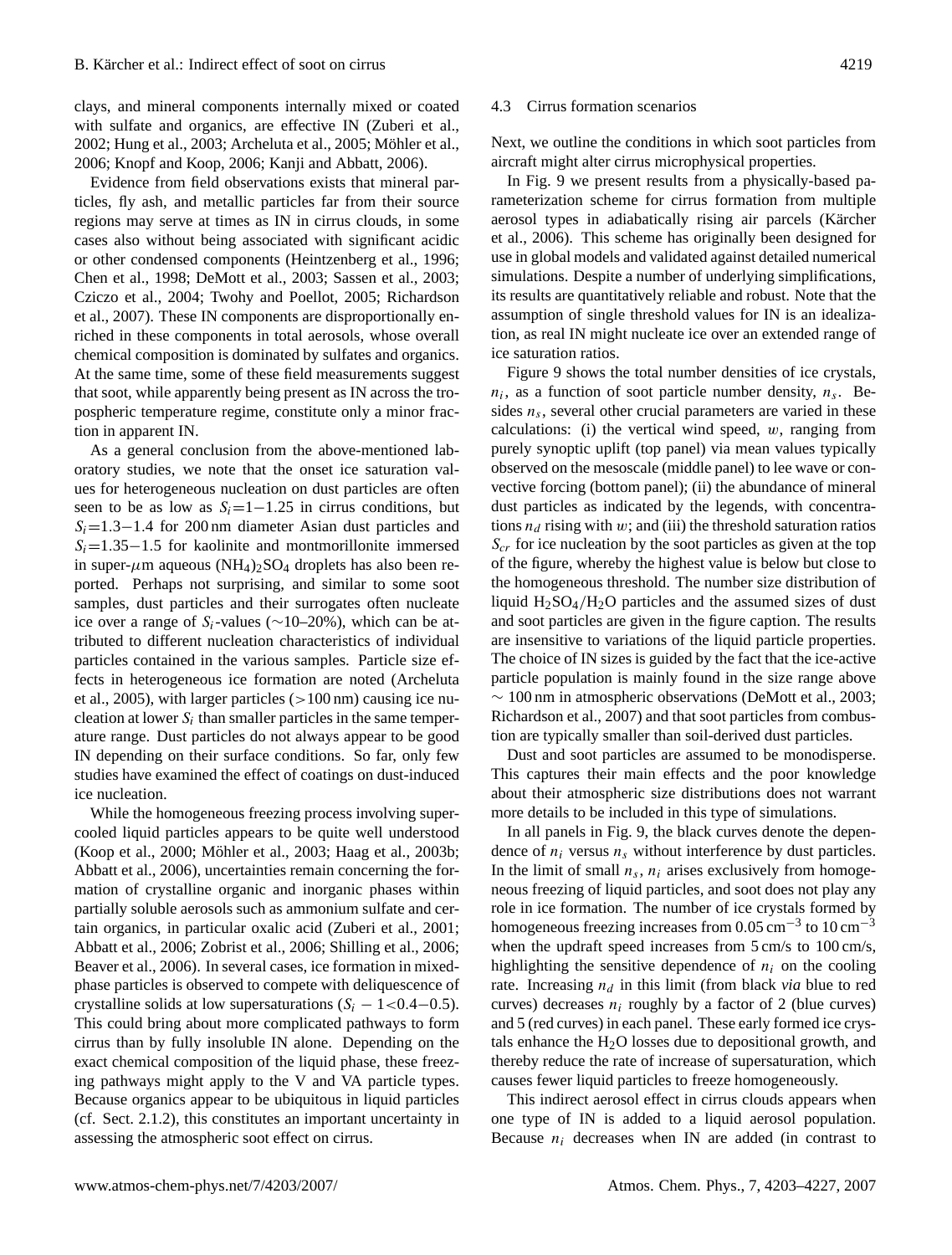clays, and mineral components internally mixed or coated with sulfate and organics, are effective IN (Zuberi et al., 2002; Hung et al., 2003; Archeluta et al., 2005; Möhler et al., 2006; Knopf and Koop, 2006; Kanji and Abbatt, 2006).

Evidence from field observations exists that mineral particles, fly ash, and metallic particles far from their source regions may serve at times as IN in cirrus clouds, in some cases also without being associated with significant acidic or other condensed components (Heintzenberg et al., 1996; Chen et al., 1998; DeMott et al., 2003; Sassen et al., 2003; Cziczo et al., 2004; Twohy and Poellot, 2005; Richardson et al., 2007). These IN components are disproportionally enriched in these components in total aerosols, whose overall chemical composition is dominated by sulfates and organics. At the same time, some of these field measurements suggest that soot, while apparently being present as IN across the tropospheric temperature regime, constitute only a minor fraction in apparent IN.

As a general conclusion from the above-mentioned laboratory studies, we note that the onset ice saturation values for heterogeneous nucleation on dust particles are often seen to be as low as $S_i=1-1.25$ in cirrus conditions, but $S_i=1.3-1.4$ for 200 nm diameter Asian dust particles and $S_i=1.35-1.5$ for kaolinite and montmorillonite immersed in super-$\mu$m aqueous $(NH_4)_2SO_4$ droplets has also been reported. Perhaps not surprising, and similar to some soot samples, dust particles and their surrogates often nucleate ice over a range of $S_i$-values (∼10–20%), which can be attributed to different nucleation characteristics of individual particles contained in the various samples. Particle size effects in heterogeneous ice formation are noted (Archeluta et al., 2005), with larger particles (>100 nm) causing ice nucleation at lower $S_i$ than smaller particles in the same temperature range. Dust particles do not always appear to be good IN depending on their surface conditions. So far, only few studies have examined the effect of coatings on dust-induced ice nucleation.

While the homogeneous freezing process involving supercooled liquid particles appears to be quite well understood (Koop et al., 2000; Möhler et al., 2003; Haag et al., 2003b; Abbatt et al., 2006), uncertainties remain concerning the formation of crystalline organic and inorganic phases within partially soluble aerosols such as ammonium sulfate and certain organics, in particular oxalic acid (Zuberi et al., 2001; Abbatt et al., 2006; Zobrist et al., 2006; Shilling et al., 2006; Beaver et al., 2006). In several cases, ice formation in mixed-phase particles is observed to compete with deliquescence of crystalline solids at low supersaturations ($S_i-1<0.4-0.5$). This could bring about more complicated pathways to form cirrus than by fully insoluble IN alone. Depending on the exact chemical composition of the liquid phase, these freezing pathways might apply to the V and VA particle types. Because organics appear to be ubiquitous in liquid particles (cf. Sect. 2.1.2), this constitutes an important uncertainty in assessing the atmospheric soot effect on cirrus.

### 4.3 Cirrus formation scenarios

Next, we outline the conditions in which soot particles from aircraft might alter cirrus microphysical properties.

In Fig. 9 we present results from a physically-based parameterization scheme for cirrus formation from multiple aerosol types in adiabatically rising air parcels (Kärcher et al., 2006). This scheme has originally been designed for use in global models and validated against detailed numerical simulations. Despite a number of underlying simplifications, its results are quantitatively reliable and robust. Note that the assumption of single threshold values for IN is an idealization, as real IN might nucleate ice over an extended range of ice saturation ratios.

Figure 9 shows the total number densities of ice crystals, $n_i$, as a function of soot particle number density, $n_s$. Besides $n_s$, several other crucial parameters are varied in these calculations: (i) the vertical wind speed, $w$, ranging from purely synoptic uplift (top panel) via mean values typically observed on the mesoscale (middle panel) to lee wave or convective forcing (bottom panel); (ii) the abundance of mineral dust particles as indicated by the legends, with concentrations $n_d$ rising with $w$; and (iii) the threshold saturation ratios $S_{cr}$ for ice nucleation by the soot particles as given at the top of the figure, whereby the highest value is below but close to the homogeneous threshold. The number size distribution of liquid $H_2SO_4/H_2O$ particles and the assumed sizes of dust and soot particles are given in the figure caption. The results are insensitive to variations of the liquid particle properties. The choice of IN sizes is guided by the fact that the ice-active particle population is mainly found in the size range above ∼ 100 nm in atmospheric observations (DeMott et al., 2003; Richardson et al., 2007) and that soot particles from combustion are typically smaller than soil-derived dust particles.

Dust and soot particles are assumed to be monodisperse. This captures their main effects and the poor knowledge about their atmospheric size distributions does not warrant more details to be included in this type of simulations.

In all panels in Fig. 9, the black curves denote the dependence of $n_i$ versus $n_s$ without interference by dust particles. In the limit of small $n_s$, $n_i$ arises exclusively from homogeneous freezing of liquid particles, and soot does not play any role in ice formation. The number of ice crystals formed by homogeneous freezing increases from $0.05\,cm^{-3}$ to $10\,cm^{-3}$ when the updraft speed increases from 5 cm/s to 100 cm/s, highlighting the sensitive dependence of $n_i$ on the cooling rate. Increasing $n_d$ in this limit (from black *via* blue to red curves) decreases $n_i$ roughly by a factor of 2 (blue curves) and 5 (red curves) in each panel. These early formed ice crystals enhance the $H_2O$ losses due to depositional growth, and thereby reduce the rate of increase of supersaturation, which causes fewer liquid particles to freeze homogeneously.

This indirect aerosol effect in cirrus clouds appears when one type of IN is added to a liquid aerosol population. Because $n_i$ decreases when IN are added (in contrast to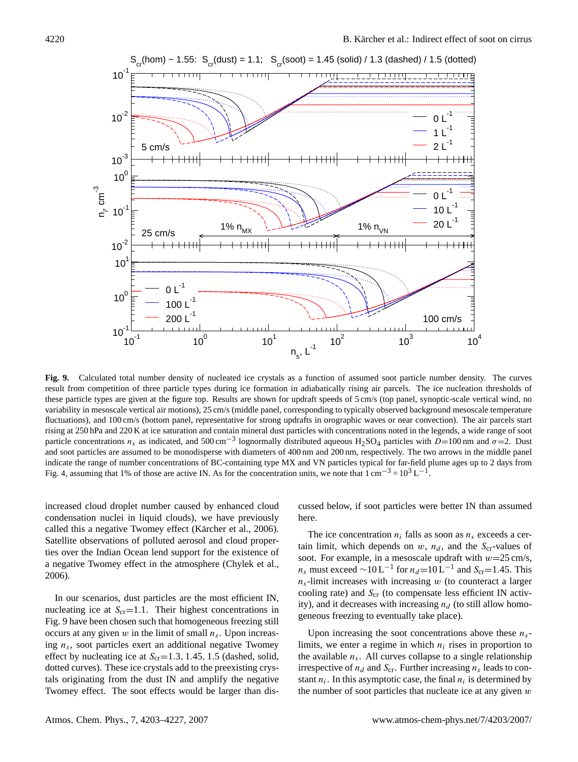**Fig. 9.** Calculated total number density of nucleated ice crystals as a function of assumed soot particle number density. The curves result from competition of three particle types during ice formation in adiabatically rising air parcels. The ice nucleation thresholds of these particle types are given at the figure top. Results are shown for updraft speeds of 5 cm/s (top panel, synoptic-scale vertical wind, no variability in mesoscale vertical air motions), 25 cm/s (middle panel, corresponding to typically observed background mesoscale temperature fluctuations), and 100 cm/s (bottom panel, representative for strong updrafts in orographic waves or near convection). The air parcels start rising at 250 hPa and 220 K at ice saturation and contain mineral dust particles with concentrations noted in the legends, a wide range of soot particle concentrations $n_s$ as indicated, and 500 $cm^{-3}$ lognormally distributed aqueous $H_2SO_4$ particles with $D$=100 nm and $\sigma$=2. Dust and soot particles are assumed to be monodisperse with diameters of 400 nm and 200 nm, respectively. The two arrows in the middle panel indicate the range of number concentrations of BC-containing type MX and VN particles typical for far-field plume ages up to 2 days from Fig. 4, assuming that 1% of those are active IN. As for the concentration units, we note that 1 $cm^{-3}$ = $10^3$ $L^{-1}$.

increased cloud droplet number caused by enhanced cloud condensation nuclei in liquid clouds), we have previously called this a negative Twomey effect (Kärcher et al., 2006). Satellite observations of polluted aerosol and cloud properties over the Indian Ocean lend support for the existence of a negative Twomey effect in the atmosphere (Chylek et al., 2006).

In our scenarios, dust particles are the most efficient IN, nucleating ice at $S_{cr}$=1.1. Their highest concentrations in Fig. 9 have been chosen such that homogeneous freezing still occurs at any given $w$ in the limit of small $n_s$. Upon increasing $n_s$, soot particles exert an additional negative Twomey effect by nucleating ice at $S_{cr}$=1.3, 1.45, 1.5 (dashed, solid, dotted curves). These ice crystals add to the preexisting crystals originating from the dust IN and amplify the negative Twomey effect. The soot effects would be larger than discussed below, if soot particles were better IN than assumed here.

The ice concentration $n_i$ falls as soon as $n_s$ exceeds a certain limit, which depends on $w$, $n_d$, and the $S_{cr}$-values of soot. For example, in a mesoscale updraft with $w$=25 cm/s, $n_s$ must exceed ~10 $L^{-1}$ for $n_d$=10 $L^{-1}$ and $S_{cr}$=1.45. This $n_s$-limit increases with increasing $w$ (to counteract a larger cooling rate) and $S_{cr}$ (to compensate less efficient IN activity), and it decreases with increasing $n_d$ (to still allow homogeneous freezing to eventually take place).

Upon increasing the soot concentrations above these $n_s$-limits, we enter a regime in which $n_i$ rises in proportion to the available $n_s$. All curves collapse to a single relationship irrespective of $n_d$ and $S_{cr}$. Further increasing $n_s$ leads to constant $n_i$. In this asymptotic case, the final $n_i$ is determined by the number of soot particles that nucleate ice at any given $w$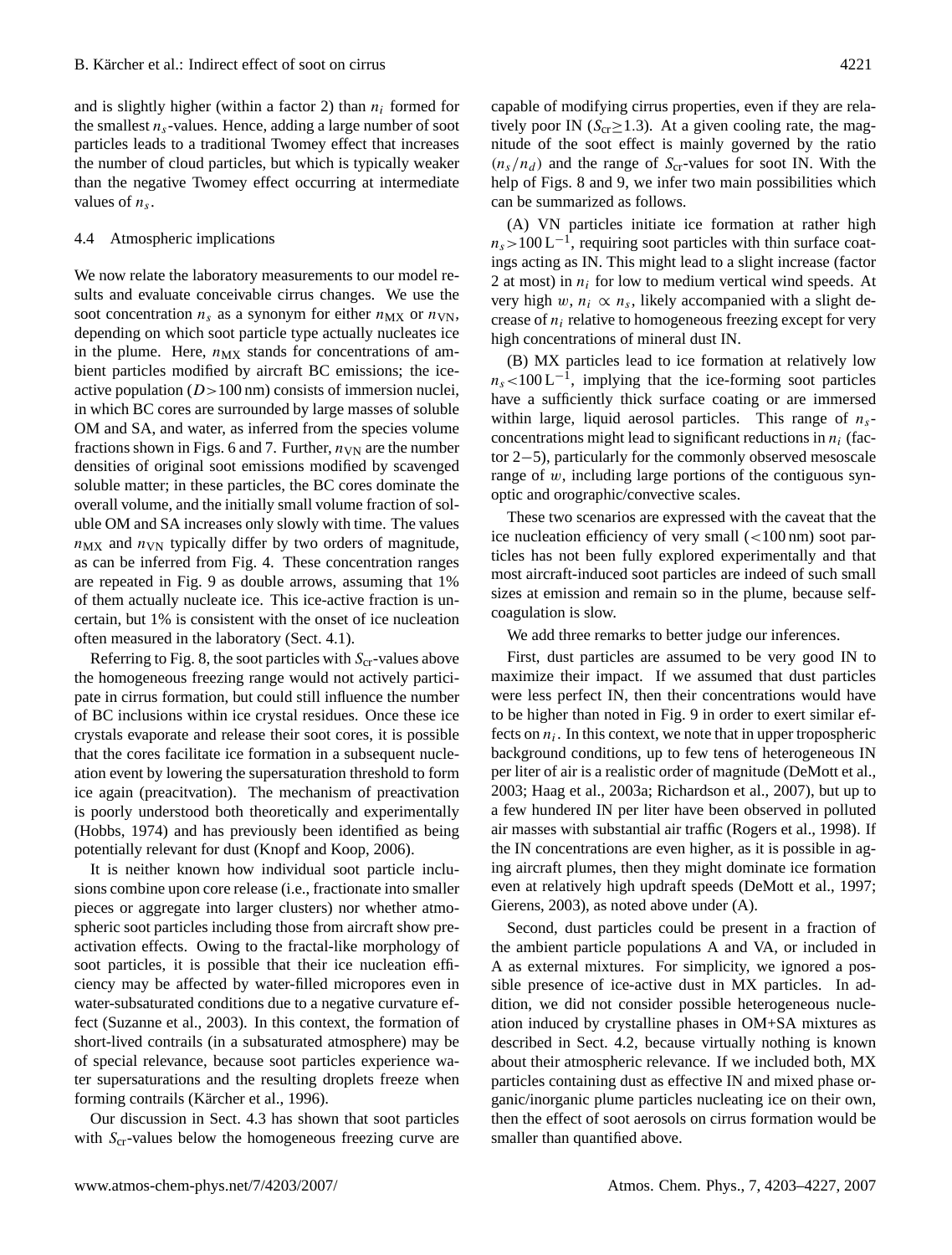and is slightly higher (within a factor 2) than $n_i$ formed for the smallest $n_s$-values. Hence, adding a large number of soot particles leads to a traditional Twomey effect that increases the number of cloud particles, but which is typically weaker than the negative Twomey effect occurring at intermediate values of $n_s$.

### 4.4 Atmospheric implications

We now relate the laboratory measurements to our model results and evaluate conceivable cirrus changes. We use the soot concentration $n_s$ as a synonym for either $n_{\rm MX}$ or $n_{\rm VN}$, depending on which soot particle type actually nucleates ice in the plume. Here, $n_{\rm MX}$ stands for concentrations of ambient particles modified by aircraft BC emissions; the ice-active population ($D>100$ nm) consists of immersion nuclei, in which BC cores are surrounded by large masses of soluble OM and SA, and water, as inferred from the species volume fractions shown in Figs. 6 and 7. Further, $n_{\rm VN}$ are the number densities of original soot emissions modified by scavenged soluble matter; in these particles, the BC cores dominate the overall volume, and the initially small volume fraction of soluble OM and SA increases only slowly with time. The values $n_{\rm MX}$ and $n_{\rm VN}$ typically differ by two orders of magnitude, as can be inferred from Fig. 4. These concentration ranges are repeated in Fig. 9 as double arrows, assuming that 1% of them actually nucleate ice. This ice-active fraction is uncertain, but 1% is consistent with the onset of ice nucleation often measured in the laboratory (Sect. 4.1).

Referring to Fig. 8, the soot particles with $S_{\rm cr}$-values above the homogeneous freezing range would not actively participate in cirrus formation, but could still influence the number of BC inclusions within ice crystal residues. Once these ice crystals evaporate and release their soot cores, it is possible that the cores facilitate ice formation in a subsequent nucleation event by lowering the supersaturation threshold to form ice again (preacitvation). The mechanism of preactivation is poorly understood both theoretically and experimentally (Hobbs, 1974) and has previously been identified as being potentially relevant for dust (Knopf and Koop, 2006).

It is neither known how individual soot particle inclusions combine upon core release (i.e., fractionate into smaller pieces or aggregate into larger clusters) nor whether atmospheric soot particles including those from aircraft show preactivation effects. Owing to the fractal-like morphology of soot particles, it is possible that their ice nucleation efficiency may be affected by water-filled micropores even in water-subsaturated conditions due to a negative curvature effect (Suzanne et al., 2003). In this context, the formation of short-lived contrails (in a subsaturated atmosphere) may be of special relevance, because soot particles experience water supersaturations and the resulting droplets freeze when forming contrails (Kärcher et al., 1996).

Our discussion in Sect. 4.3 has shown that soot particles with $S_{\rm cr}$-values below the homogeneous freezing curve are capable of modifying cirrus properties, even if they are relatively poor IN ($S_{\rm cr}\geq 1.3$). At a given cooling rate, the magnitude of the soot effect is mainly governed by the ratio $(n_s/n_d)$ and the range of $S_{\rm cr}$-values for soot IN. With the help of Figs. 8 and 9, we infer two main possibilities which can be summarized as follows.

(A) VN particles initiate ice formation at rather high $n_s>100\,{\rm L}^{-1}$, requiring soot particles with thin surface coatings acting as IN. This might lead to a slight increase (factor 2 at most) in $n_i$ for low to medium vertical wind speeds. At very high $w$, $n_i \propto n_s$, likely accompanied with a slight decrease of $n_i$ relative to homogeneous freezing except for very high concentrations of mineral dust IN.

(B) MX particles lead to ice formation at relatively low $n_s<100\,{\rm L}^{-1}$, implying that the ice-forming soot particles have a sufficiently thick surface coating or are immersed within large, liquid aerosol particles. This range of $n_s$-concentrations might lead to significant reductions in $n_i$ (factor $2-5$), particularly for the commonly observed mesoscale range of $w$, including large portions of the contiguous synoptic and orographic/convective scales.

These two scenarios are expressed with the caveat that the ice nucleation efficiency of very small ($<100$ nm) soot particles has not been fully explored experimentally and that most aircraft-induced soot particles are indeed of such small sizes at emission and remain so in the plume, because self-coagulation is slow.

We add three remarks to better judge our inferences.

First, dust particles are assumed to be very good IN to maximize their impact. If we assumed that dust particles were less perfect IN, then their concentrations would have to be higher than noted in Fig. 9 in order to exert similar effects on $n_i$. In this context, we note that in upper tropospheric background conditions, up to few tens of heterogeneous IN per liter of air is a realistic order of magnitude (DeMott et al., 2003; Haag et al., 2003a; Richardson et al., 2007), but up to a few hundered IN per liter have been observed in polluted air masses with substantial air traffic (Rogers et al., 1998). If the IN concentrations are even higher, as it is possible in aging aircraft plumes, then they might dominate ice formation even at relatively high updraft speeds (DeMott et al., 1997; Gierens, 2003), as noted above under (A).

Second, dust particles could be present in a fraction of the ambient particle populations A and VA, or included in A as external mixtures. For simplicity, we ignored a possible presence of ice-active dust in MX particles. In addition, we did not consider possible heterogeneous nucleation induced by crystalline phases in OM+SA mixtures as described in Sect. 4.2, because virtually nothing is known about their atmospheric relevance. If we included both, MX particles containing dust as effective IN and mixed phase organic/inorganic plume particles nucleating ice on their own, then the effect of soot aerosols on cirrus formation would be smaller than quantified above.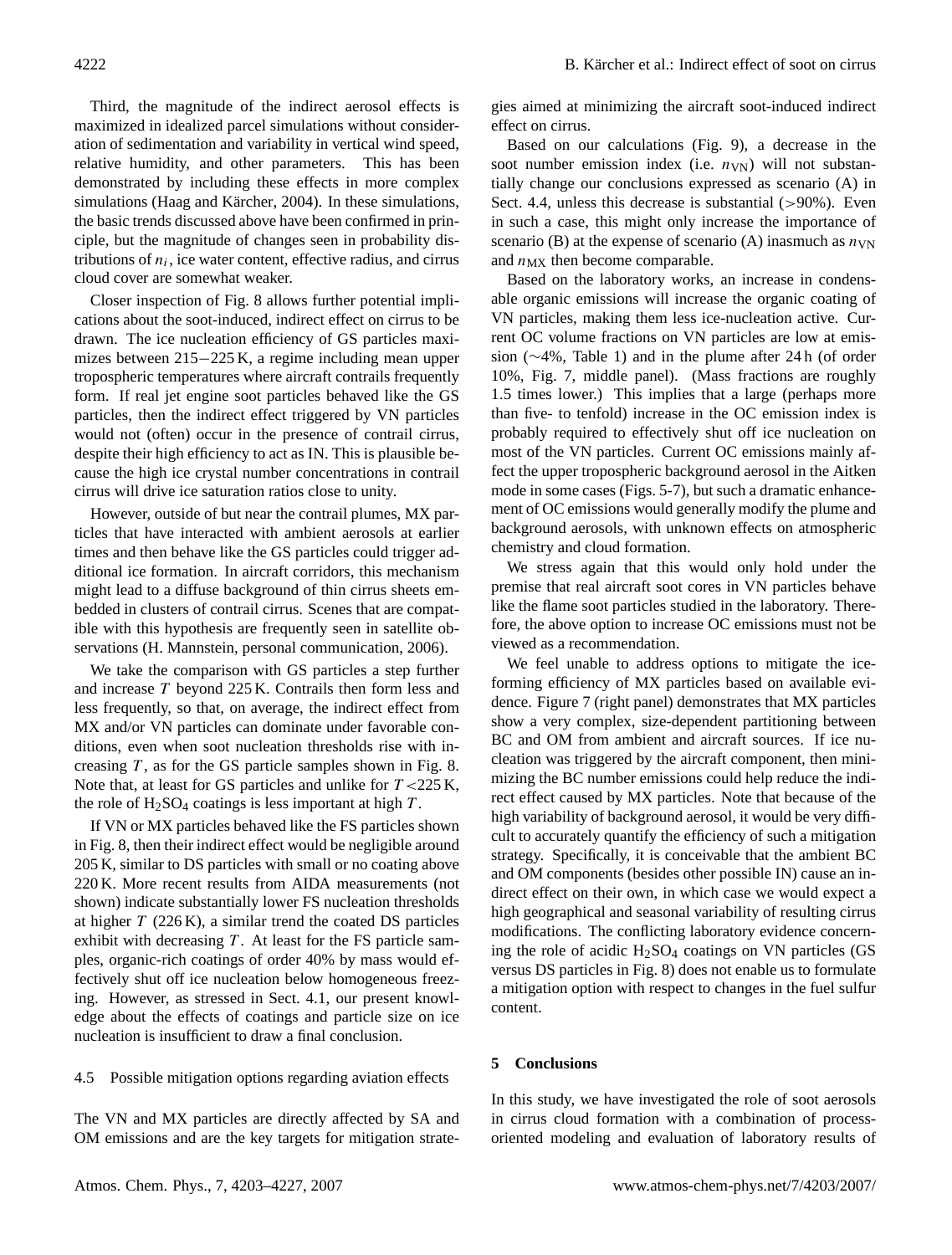Third, the magnitude of the indirect aerosol effects is maximized in idealized parcel simulations without consideration of sedimentation and variability in vertical wind speed, relative humidity, and other parameters. This has been demonstrated by including these effects in more complex simulations (Haag and Kärcher, 2004). In these simulations, the basic trends discussed above have been confirmed in principle, but the magnitude of changes seen in probability distributions of $n_i$, ice water content, effective radius, and cirrus cloud cover are somewhat weaker.

Closer inspection of Fig. 8 allows further potential implications about the soot-induced, indirect effect on cirrus to be drawn. The ice nucleation efficiency of GS particles maximizes between 215−225 K, a regime including mean upper tropospheric temperatures where aircraft contrails frequently form. If real jet engine soot particles behaved like the GS particles, then the indirect effect triggered by VN particles would not (often) occur in the presence of contrail cirrus, despite their high efficiency to act as IN. This is plausible because the high ice crystal number concentrations in contrail cirrus will drive ice saturation ratios close to unity.

However, outside of but near the contrail plumes, MX particles that have interacted with ambient aerosols at earlier times and then behave like the GS particles could trigger additional ice formation. In aircraft corridors, this mechanism might lead to a diffuse background of thin cirrus sheets embedded in clusters of contrail cirrus. Scenes that are compatible with this hypothesis are frequently seen in satellite observations (H. Mannstein, personal communication, 2006).

We take the comparison with GS particles a step further and increase $T$ beyond 225 K. Contrails then form less and less frequently, so that, on average, the indirect effect from MX and/or VN particles can dominate under favorable conditions, even when soot nucleation thresholds rise with increasing $T$, as for the GS particle samples shown in Fig. 8. Note that, at least for GS particles and unlike for $T<225$ K, the role of $H_2SO_4$ coatings is less important at high $T$.

If VN or MX particles behaved like the FS particles shown in Fig. 8, then their indirect effect would be negligible around 205 K, similar to DS particles with small or no coating above 220 K. More recent results from AIDA measurements (not shown) indicate substantially lower FS nucleation thresholds at higher $T$ (226 K), a similar trend the coated DS particles exhibit with decreasing $T$. At least for the FS particle samples, organic-rich coatings of order 40% by mass would effectively shut off ice nucleation below homogeneous freezing. However, as stressed in Sect. 4.1, our present knowledge about the effects of coatings and particle size on ice nucleation is insufficient to draw a final conclusion.

### 4.5 Possible mitigation options regarding aviation effects

The VN and MX particles are directly affected by SA and OM emissions and are the key targets for mitigation strategies aimed at minimizing the aircraft soot-induced indirect effect on cirrus.

Based on our calculations (Fig. 9), a decrease in the soot number emission index (i.e. $n_{\rm VN}$) will not substantially change our conclusions expressed as scenario (A) in Sect. 4.4, unless this decrease is substantial (>90%). Even in such a case, this might only increase the importance of scenario (B) at the expense of scenario (A) inasmuch as $n_{\rm VN}$ and $n_{\rm MX}$ then become comparable.

Based on the laboratory works, an increase in condensable organic emissions will increase the organic coating of VN particles, making them less ice-nucleation active. Current OC volume fractions on VN particles are low at emission (∼4%, Table 1) and in the plume after 24 h (of order 10%, Fig. 7, middle panel). (Mass fractions are roughly 1.5 times lower.) This implies that a large (perhaps more than five- to tenfold) increase in the OC emission index is probably required to effectively shut off ice nucleation on most of the VN particles. Current OC emissions mainly affect the upper tropospheric background aerosol in the Aitken mode in some cases (Figs. 5-7), but such a dramatic enhancement of OC emissions would generally modify the plume and background aerosols, with unknown effects on atmospheric chemistry and cloud formation.

We stress again that this would only hold under the premise that real aircraft soot cores in VN particles behave like the flame soot particles studied in the laboratory. Therefore, the above option to increase OC emissions must not be viewed as a recommendation.

We feel unable to address options to mitigate the ice-forming efficiency of MX particles based on available evidence. Figure 7 (right panel) demonstrates that MX particles show a very complex, size-dependent partitioning between BC and OM from ambient and aircraft sources. If ice nucleation was triggered by the aircraft component, then minimizing the BC number emissions could help reduce the indirect effect caused by MX particles. Note that because of the high variability of background aerosol, it would be very difficult to accurately quantify the efficiency of such a mitigation strategy. Specifically, it is conceivable that the ambient BC and OM components (besides other possible IN) cause an indirect effect on their own, in which case we would expect a high geographical and seasonal variability of resulting cirrus modifications. The conflicting laboratory evidence concerning the role of acidic $H_2SO_4$ coatings on VN particles (GS versus DS particles in Fig. 8) does not enable us to formulate a mitigation option with respect to changes in the fuel sulfur content.

## 5 Conclusions

In this study, we have investigated the role of soot aerosols in cirrus cloud formation with a combination of process-oriented modeling and evaluation of laboratory results of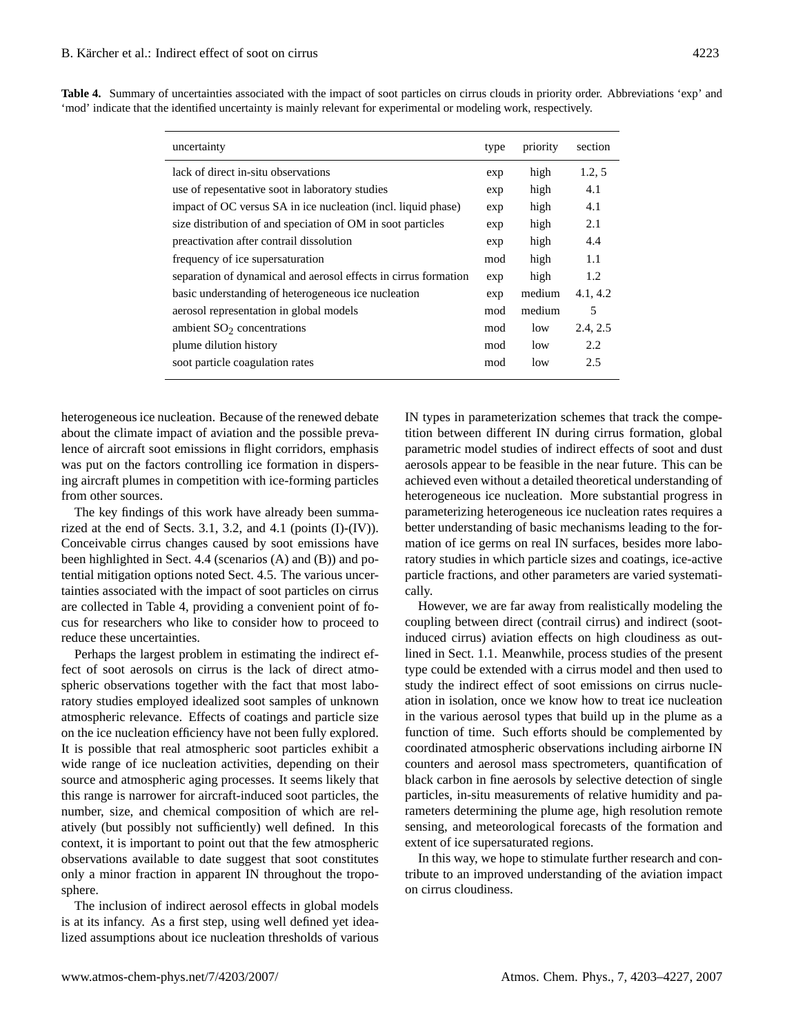**Table 4.** Summary of uncertainties associated with the impact of soot particles on cirrus clouds in priority order. Abbreviations 'exp' and 'mod' indicate that the identified uncertainty is mainly relevant for experimental or modeling work, respectively.

| uncertainty | type | priority | section |
|---|---|---|---|
| lack of direct in-situ observations | exp | high | 1.2, 5 |
| use of repesentative soot in laboratory studies | exp | high | 4.1 |
| impact of OC versus SA in ice nucleation (incl. liquid phase) | exp | high | 4.1 |
| size distribution of and speciation of OM in soot particles | exp | high | 2.1 |
| preactivation after contrail dissolution | exp | high | 4.4 |
| frequency of ice supersaturation | mod | high | 1.1 |
| separation of dynamical and aerosol effects in cirrus formation | exp | high | 1.2 |
| basic understanding of heterogeneous ice nucleation | exp | medium | 4.1, 4.2 |
| aerosol representation in global models | mod | medium | 5 |
| ambient $SO_2$ concentrations | mod | low | 2.4, 2.5 |
| plume dilution history | mod | low | 2.2 |
| soot particle coagulation rates | mod | low | 2.5 |

heterogeneous ice nucleation. Because of the renewed debate about the climate impact of aviation and the possible prevalence of aircraft soot emissions in flight corridors, emphasis was put on the factors controlling ice formation in dispersing aircraft plumes in competition with ice-forming particles from other sources.

The key findings of this work have already been summarized at the end of Sects. 3.1, 3.2, and 4.1 (points (I)-(IV)). Conceivable cirrus changes caused by soot emissions have been highlighted in Sect. 4.4 (scenarios (A) and (B)) and potential mitigation options noted Sect. 4.5. The various uncertainties associated with the impact of soot particles on cirrus are collected in Table 4, providing a convenient point of focus for researchers who like to consider how to proceed to reduce these uncertainties.

Perhaps the largest problem in estimating the indirect effect of soot aerosols on cirrus is the lack of direct atmospheric observations together with the fact that most laboratory studies employed idealized soot samples of unknown atmospheric relevance. Effects of coatings and particle size on the ice nucleation efficiency have not been fully explored. It is possible that real atmospheric soot particles exhibit a wide range of ice nucleation activities, depending on their source and atmospheric aging processes. It seems likely that this range is narrower for aircraft-induced soot particles, the number, size, and chemical composition of which are relatively (but possibly not sufficiently) well defined. In this context, it is important to point out that the few atmospheric observations available to date suggest that soot constitutes only a minor fraction in apparent IN throughout the troposphere.

The inclusion of indirect aerosol effects in global models is at its infancy. As a first step, using well defined yet idealized assumptions about ice nucleation thresholds of various IN types in parameterization schemes that track the competition between different IN during cirrus formation, global parametric model studies of indirect effects of soot and dust aerosols appear to be feasible in the near future. This can be achieved even without a detailed theoretical understanding of heterogeneous ice nucleation. More substantial progress in parameterizing heterogeneous ice nucleation rates requires a better understanding of basic mechanisms leading to the formation of ice germs on real IN surfaces, besides more laboratory studies in which particle sizes and coatings, ice-active particle fractions, and other parameters are varied systematically.

However, we are far away from realistically modeling the coupling between direct (contrail cirrus) and indirect (soot-induced cirrus) aviation effects on high cloudiness as outlined in Sect. 1.1. Meanwhile, process studies of the present type could be extended with a cirrus model and then used to study the indirect effect of soot emissions on cirrus nucleation in isolation, once we know how to treat ice nucleation in the various aerosol types that build up in the plume as a function of time. Such efforts should be complemented by coordinated atmospheric observations including airborne IN counters and aerosol mass spectrometers, quantification of black carbon in fine aerosols by selective detection of single particles, in-situ measurements of relative humidity and parameters determining the plume age, high resolution remote sensing, and meteorological forecasts of the formation and extent of ice supersaturated regions.

In this way, we hope to stimulate further research and contribute to an improved understanding of the aviation impact on cirrus cloudiness.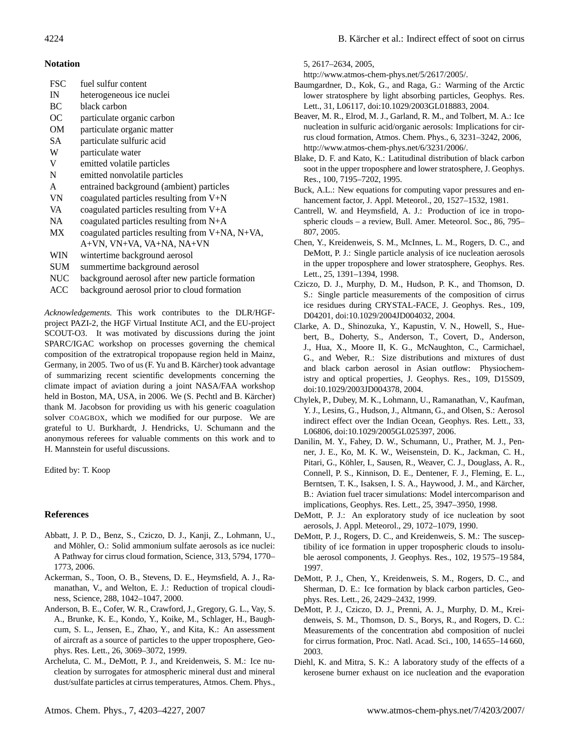## Notation

| | |
|---|---|
| FSC | fuel sulfur content |
| IN | heterogeneous ice nuclei |
| BC | black carbon |
| OC | particulate organic carbon |
| OM | particulate organic matter |
| SA | particulate sulfuric acid |
| W | particulate water |
| V | emitted volatile particles |
| N | emitted nonvolatile particles |
| A | entrained background (ambient) particles |
| VN | coagulated particles resulting from V+N |
| VA | coagulated particles resulting from V+A |
| NA | coagulated particles resulting from N+A |
| MX | coagulated particles resulting from V+NA, N+VA, A+VN, VN+VA, VA+NA, NA+VN |
| WIN | wintertime background aerosol |
| SUM | summertime background aerosol |
| NUC | background aerosol after new particle formation |
| ACC | background aerosol prior to cloud formation |

*Acknowledgements.* This work contributes to the DLR/HGF-project PAZI-2, the HGF Virtual Institute ACI, and the EU-project SCOUT-O3. It was motivated by discussions during the joint SPARC/IGAC workshop on processes governing the chemical composition of the extratropical tropopause region held in Mainz, Germany, in 2005. Two of us (F. Yu and B. Kärcher) took advantage of summarizing recent scientific developments concerning the climate impact of aviation during a joint NASA/FAA workshop held in Boston, MA, USA, in 2006. We (S. Pechtl and B. Kärcher) thank M. Jacobson for providing us with his generic coagulation solver COAGBOX, which we modified for our purpose. We are grateful to U. Burkhardt, J. Hendricks, U. Schumann and the anonymous referees for valuable comments on this work and to H. Mannstein for useful discussions.

Edited by: T. Koop

## References

Abbatt, J. P. D., Benz, S., Cziczo, D. J., Kanji, Z., Lohmann, U., and Möhler, O.: Solid ammonium sulfate aerosols as ice nuclei: A Pathway for cirrus cloud formation, Science, 313, 5794, 1770–1773, 2006.

Ackerman, S., Toon, O. B., Stevens, D. E., Heymsfield, A. J., Ramanathan, V., and Welton, E. J.: Reduction of tropical cloudiness, Science, 288, 1042–1047, 2000.

Anderson, B. E., Cofer, W. R., Crawford, J., Gregory, G. L., Vay, S. A., Brunke, K. E., Kondo, Y., Koike, M., Schlager, H., Baughcum, S. L., Jensen, E., Zhao, Y., and Kita, K.: An assessment of aircraft as a source of particles to the upper troposphere, Geophys. Res. Lett., 26, 3069–3072, 1999.

Archeluta, C. M., DeMott, P. J., and Kreidenweis, S. M.: Ice nucleation by surrogates for atmospheric mineral dust and mineral dust/sulfate particles at cirrus temperatures, Atmos. Chem. Phys., 5, 2617–2634, 2005, http://www.atmos-chem-phys.net/5/2617/2005/.

Baumgardner, D., Kok, G., and Raga, G.: Warming of the Arctic lower stratosphere by light absorbing particles, Geophys. Res. Lett., 31, L06117, doi:10.1029/2003GL018883, 2004.

Beaver, M. R., Elrod, M. J., Garland, R. M., and Tolbert, M. A.: Ice nucleation in sulfuric acid/organic aerosols: Implications for cirrus cloud formation, Atmos. Chem. Phys., 6, 3231–3242, 2006, http://www.atmos-chem-phys.net/6/3231/2006/.

Blake, D. F. and Kato, K.: Latitudinal distribution of black carbon soot in the upper troposphere and lower stratosphere, J. Geophys. Res., 100, 7195–7202, 1995.

Buck, A.L.: New equations for computing vapor pressures and enhancement factor, J. Appl. Meteorol., 20, 1527–1532, 1981.

Cantrell, W. and Heymsfield, A. J.: Production of ice in tropospheric clouds – a review, Bull. Amer. Meteorol. Soc., 86, 795–807, 2005.

Chen, Y., Kreidenweis, S. M., McInnes, L. M., Rogers, D. C., and DeMott, P. J.: Single particle analysis of ice nucleation aerosols in the upper troposphere and lower stratosphere, Geophys. Res. Lett., 25, 1391–1394, 1998.

Cziczo, D. J., Murphy, D. M., Hudson, P. K., and Thomson, D. S.: Single particle measurements of the composition of cirrus ice residues during CRYSTAL-FACE, J. Geophys. Res., 109, D04201, doi:10.1029/2004JD004032, 2004.

Clarke, A. D., Shinozuka, Y., Kapustin, V. N., Howell, S., Huebert, B., Doherty, S., Anderson, T., Covert, D., Anderson, J., Hua, X., Moore II, K. G., McNaughton, C., Carmichael, G., and Weber, R.: Size distributions and mixtures of dust and black carbon aerosol in Asian outflow: Physiochemistry and optical properties, J. Geophys. Res., 109, D15S09, doi:10.1029/2003JD004378, 2004.

Chylek, P., Dubey, M. K., Lohmann, U., Ramanathan, V., Kaufman, Y. J., Lesins, G., Hudson, J., Altmann, G., and Olsen, S.: Aerosol indirect effect over the Indian Ocean, Geophys. Res. Lett., 33, L06806, doi:10.1029/2005GL025397, 2006.

Danilin, M. Y., Fahey, D. W., Schumann, U., Prather, M. J., Penner, J. E., Ko, M. K. W., Weisenstein, D. K., Jackman, C. H., Pitari, G., Köhler, I., Sausen, R., Weaver, C. J., Douglass, A. R., Connell, P. S., Kinnison, D. E., Dentener, F. J., Fleming, E. L., Berntsen, T. K., Isaksen, I. S. A., Haywood, J. M., and Kärcher, B.: Aviation fuel tracer simulations: Model intercomparison and implications, Geophys. Res. Lett., 25, 3947–3950, 1998.

DeMott, P. J.: An exploratory study of ice nucleation by soot aerosols, J. Appl. Meteorol., 29, 1072–1079, 1990.

DeMott, P. J., Rogers, D. C., and Kreidenweis, S. M.: The susceptibility of ice formation in upper tropospheric clouds to insoluble aerosol components, J. Geophys. Res., 102, 19 575–19 584, 1997.

DeMott, P. J., Chen, Y., Kreidenweis, S. M., Rogers, D. C., and Sherman, D. E.: Ice formation by black carbon particles, Geophys. Res. Lett., 26, 2429–2432, 1999.

DeMott, P. J., Cziczo, D. J., Prenni, A. J., Murphy, D. M., Kreidenweis, S. M., Thomson, D. S., Borys, R., and Rogers, D. C.: Measurements of the concentration abd composition of nuclei for cirrus formation, Proc. Natl. Acad. Sci., 100, 14 655–14 660, 2003.

Diehl, K. and Mitra, S. K.: A laboratory study of the effects of a kerosene burner exhaust on ice nucleation and the evaporation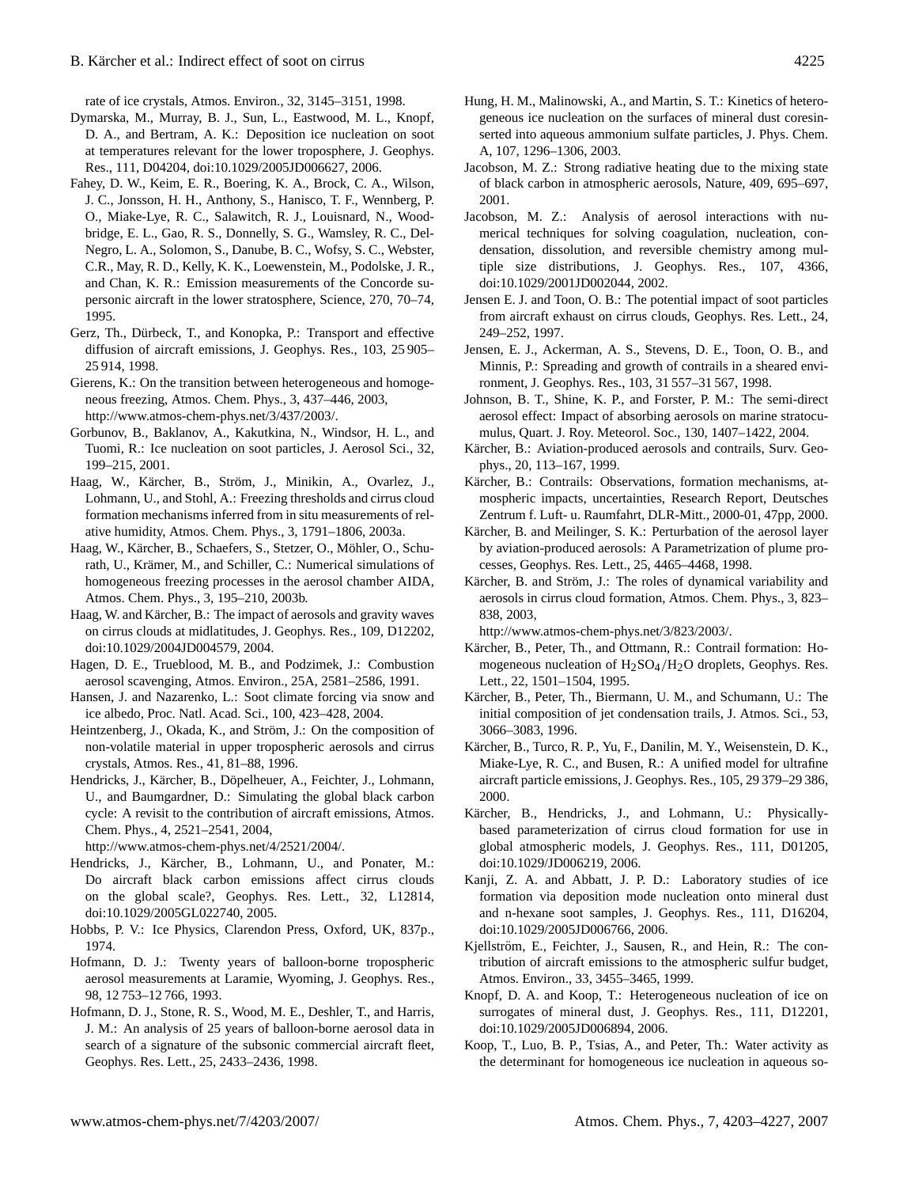rate of ice crystals, Atmos. Environ., 32, 3145–3151, 1998.

Dymarska, M., Murray, B. J., Sun, L., Eastwood, M. L., Knopf, D. A., and Bertram, A. K.: Deposition ice nucleation on soot at temperatures relevant for the lower troposphere, J. Geophys. Res., 111, D04204, doi:10.1029/2005JD006627, 2006.

Fahey, D. W., Keim, E. R., Boering, K. A., Brock, C. A., Wilson, J. C., Jonsson, H. H., Anthony, S., Hanisco, T. F., Wennberg, P. O., Miake-Lye, R. C., Salawitch, R. J., Louisnard, N., Woodbridge, E. L., Gao, R. S., Donnelly, S. G., Wamsley, R. C., Del-Negro, L. A., Solomon, S., Danube, B. C., Wofsy, S. C., Webster, C.R., May, R. D., Kelly, K. K., Loewenstein, M., Podolske, J. R., and Chan, K. R.: Emission measurements of the Concorde supersonic aircraft in the lower stratosphere, Science, 270, 70–74, 1995.

Gerz, Th., Dürbeck, T., and Konopka, P.: Transport and effective diffusion of aircraft emissions, J. Geophys. Res., 103, 25 905–25 914, 1998.

Gierens, K.: On the transition between heterogeneous and homogeneous freezing, Atmos. Chem. Phys., 3, 437–446, 2003, http://www.atmos-chem-phys.net/3/437/2003/.

Gorbunov, B., Baklanov, A., Kakutkina, N., Windsor, H. L., and Tuomi, R.: Ice nucleation on soot particles, J. Aerosol Sci., 32, 199–215, 2001.

Haag, W., Kärcher, B., Ström, J., Minikin, A., Ovarlez, J., Lohmann, U., and Stohl, A.: Freezing thresholds and cirrus cloud formation mechanisms inferred from in situ measurements of relative humidity, Atmos. Chem. Phys., 3, 1791–1806, 2003a.

Haag, W., Kärcher, B., Schaefers, S., Stetzer, O., Möhler, O., Schurath, U., Krämer, M., and Schiller, C.: Numerical simulations of homogeneous freezing processes in the aerosol chamber AIDA, Atmos. Chem. Phys., 3, 195–210, 2003b.

Haag, W. and Kärcher, B.: The impact of aerosols and gravity waves on cirrus clouds at midlatitudes, J. Geophys. Res., 109, D12202, doi:10.1029/2004JD004579, 2004.

Hagen, D. E., Trueblood, M. B., and Podzimek, J.: Combustion aerosol scavenging, Atmos. Environ., 25A, 2581–2586, 1991.

Hansen, J. and Nazarenko, L.: Soot climate forcing via snow and ice albedo, Proc. Natl. Acad. Sci., 100, 423–428, 2004.

Heintzenberg, J., Okada, K., and Ström, J.: On the composition of non-volatile material in upper tropospheric aerosols and cirrus crystals, Atmos. Res., 41, 81–88, 1996.

Hendricks, J., Kärcher, B., Döpelheuer, A., Feichter, J., Lohmann, U., and Baumgardner, D.: Simulating the global black carbon cycle: A revisit to the contribution of aircraft emissions, Atmos. Chem. Phys., 4, 2521–2541, 2004, http://www.atmos-chem-phys.net/4/2521/2004/.

Hendricks, J., Kärcher, B., Lohmann, U., and Ponater, M.: Do aircraft black carbon emissions affect cirrus clouds on the global scale?, Geophys. Res. Lett., 32, L12814, doi:10.1029/2005GL022740, 2005.

Hobbs, P. V.: Ice Physics, Clarendon Press, Oxford, UK, 837p., 1974.

Hofmann, D. J.: Twenty years of balloon-borne tropospheric aerosol measurements at Laramie, Wyoming, J. Geophys. Res., 98, 12 753–12 766, 1993.

Hofmann, D. J., Stone, R. S., Wood, M. E., Deshler, T., and Harris, J. M.: An analysis of 25 years of balloon-borne aerosol data in search of a signature of the subsonic commercial aircraft fleet, Geophys. Res. Lett., 25, 2433–2436, 1998.

Hung, H. M., Malinowski, A., and Martin, S. T.: Kinetics of heterogeneous ice nucleation on the surfaces of mineral dust coresinserted into aqueous ammonium sulfate particles, J. Phys. Chem. A, 107, 1296–1306, 2003.

Jacobson, M. Z.: Strong radiative heating due to the mixing state of black carbon in atmospheric aerosols, Nature, 409, 695–697, 2001.

Jacobson, M. Z.: Analysis of aerosol interactions with numerical techniques for solving coagulation, nucleation, condensation, dissolution, and reversible chemistry among multiple size distributions, J. Geophys. Res., 107, 4366, doi:10.1029/2001JD002044, 2002.

Jensen E. J. and Toon, O. B.: The potential impact of soot particles from aircraft exhaust on cirrus clouds, Geophys. Res. Lett., 24, 249–252, 1997.

Jensen, E. J., Ackerman, A. S., Stevens, D. E., Toon, O. B., and Minnis, P.: Spreading and growth of contrails in a sheared environment, J. Geophys. Res., 103, 31 557–31 567, 1998.

Johnson, B. T., Shine, K. P., and Forster, P. M.: The semi-direct aerosol effect: Impact of absorbing aerosols on marine stratocumulus, Quart. J. Roy. Meteorol. Soc., 130, 1407–1422, 2004.

Kärcher, B.: Aviation-produced aerosols and contrails, Surv. Geophys., 20, 113–167, 1999.

Kärcher, B.: Contrails: Observations, formation mechanisms, atmospheric impacts, uncertainties, Research Report, Deutsches Zentrum f. Luft- u. Raumfahrt, DLR-Mitt., 2000-01, 47pp, 2000.

Kärcher, B. and Meilinger, S. K.: Perturbation of the aerosol layer by aviation-produced aerosols: A Parametrization of plume processes, Geophys. Res. Lett., 25, 4465–4468, 1998.

Kärcher, B. and Ström, J.: The roles of dynamical variability and aerosols in cirrus cloud formation, Atmos. Chem. Phys., 3, 823–838, 2003, http://www.atmos-chem-phys.net/3/823/2003/.

Kärcher, B., Peter, Th., and Ottmann, R.: Contrail formation: Homogeneous nucleation of $H_2SO_4/H_2O$ droplets, Geophys. Res. Lett., 22, 1501–1504, 1995.

Kärcher, B., Peter, Th., Biermann, U. M., and Schumann, U.: The initial composition of jet condensation trails, J. Atmos. Sci., 53, 3066–3083, 1996.

Kärcher, B., Turco, R. P., Yu, F., Danilin, M. Y., Weisenstein, D. K., Miake-Lye, R. C., and Busen, R.: A unified model for ultrafine aircraft particle emissions, J. Geophys. Res., 105, 29 379–29 386, 2000.

Kärcher, B., Hendricks, J., and Lohmann, U.: Physically-based parameterization of cirrus cloud formation for use in global atmospheric models, J. Geophys. Res., 111, D01205, doi:10.1029/JD006219, 2006.

Kanji, Z. A. and Abbatt, J. P. D.: Laboratory studies of ice formation via deposition mode nucleation onto mineral dust and n-hexane soot samples, J. Geophys. Res., 111, D16204, doi:10.1029/2005JD006766, 2006.

Kjellström, E., Feichter, J., Sausen, R., and Hein, R.: The contribution of aircraft emissions to the atmospheric sulfur budget, Atmos. Environ., 33, 3455–3465, 1999.

Knopf, D. A. and Koop, T.: Heterogeneous nucleation of ice on surrogates of mineral dust, J. Geophys. Res., 111, D12201, doi:10.1029/2005JD006894, 2006.

Koop, T., Luo, B. P., Tsias, A., and Peter, Th.: Water activity as the determinant for homogeneous ice nucleation in aqueous so-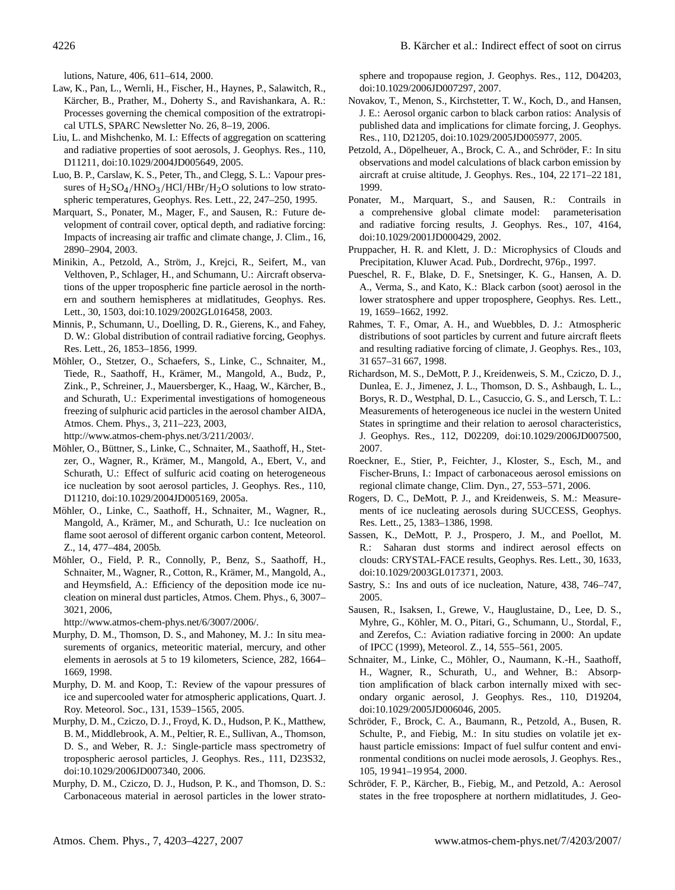lutions, Nature, 406, 611–614, 2000.

Law, K., Pan, L., Wernli, H., Fischer, H., Haynes, P., Salawitch, R., Kärcher, B., Prather, M., Doherty S., and Ravishankara, A. R.: Processes governing the chemical composition of the extratropical UTLS, SPARC Newsletter No. 26, 8–19, 2006.

Liu, L. and Mishchenko, M. I.: Effects of aggregation on scattering and radiative properties of soot aerosols, J. Geophys. Res., 110, D11211, doi:10.1029/2004JD005649, 2005.

Luo, B. P., Carslaw, K. S., Peter, Th., and Clegg, S. L.: Vapour pressures of $H_2SO_4/HNO_3/HCl/HBr/H_2O$ solutions to low stratospheric temperatures, Geophys. Res. Lett., 22, 247–250, 1995.

Marquart, S., Ponater, M., Mager, F., and Sausen, R.: Future development of contrail cover, optical depth, and radiative forcing: Impacts of increasing air traffic and climate change, J. Clim., 16, 2890–2904, 2003.

Minikin, A., Petzold, A., Ström, J., Krejci, R., Seifert, M., van Velthoven, P., Schlager, H., and Schumann, U.: Aircraft observations of the upper tropospheric fine particle aerosol in the northern and southern hemispheres at midlatitudes, Geophys. Res. Lett., 30, 1503, doi:10.1029/2002GL016458, 2003.

Minnis, P., Schumann, U., Doelling, D. R., Gierens, K., and Fahey, D. W.: Global distribution of contrail radiative forcing, Geophys. Res. Lett., 26, 1853–1856, 1999.

Möhler, O., Stetzer, O., Schaefers, S., Linke, C., Schnaiter, M., Tiede, R., Saathoff, H., Krämer, M., Mangold, A., Budz, P., Zink., P., Schreiner, J., Mauersberger, K., Haag, W., Kärcher, B., and Schurath, U.: Experimental investigations of homogeneous freezing of sulphuric acid particles in the aerosol chamber AIDA, Atmos. Chem. Phys., 3, 211–223, 2003, http://www.atmos-chem-phys.net/3/211/2003/.

Möhler, O., Büttner, S., Linke, C., Schnaiter, M., Saathoff, H., Stetzer, O., Wagner, R., Krämer, M., Mangold, A., Ebert, V., and Schurath, U.: Effect of sulfuric acid coating on heterogeneous ice nucleation by soot aerosol particles, J. Geophys. Res., 110, D11210, doi:10.1029/2004JD005169, 2005a.

Möhler, O., Linke, C., Saathoff, H., Schnaiter, M., Wagner, R., Mangold, A., Krämer, M., and Schurath, U.: Ice nucleation on flame soot aerosol of different organic carbon content, Meteorol. Z., 14, 477–484, 2005b.

Möhler, O., Field, P. R., Connolly, P., Benz, S., Saathoff, H., Schnaiter, M., Wagner, R., Cotton, R., Krämer, M., Mangold, A., and Heymsfield, A.: Efficiency of the deposition mode ice nucleation on mineral dust particles, Atmos. Chem. Phys., 6, 3007–3021, 2006, http://www.atmos-chem-phys.net/6/3007/2006/.

Murphy, D. M., Thomson, D. S., and Mahoney, M. J.: In situ measurements of organics, meteoritic material, mercury, and other elements in aerosols at 5 to 19 kilometers, Science, 282, 1664–1669, 1998.

Murphy, D. M. and Koop, T.: Review of the vapour pressures of ice and supercooled water for atmospheric applications, Quart. J. Roy. Meteorol. Soc., 131, 1539–1565, 2005.

Murphy, D. M., Cziczo, D. J., Froyd, K. D., Hudson, P. K., Matthew, B. M., Middlebrook, A. M., Peltier, R. E., Sullivan, A., Thomson, D. S., and Weber, R. J.: Single-particle mass spectrometry of tropospheric aerosol particles, J. Geophys. Res., 111, D23S32, doi:10.1029/2006JD007340, 2006.

Murphy, D. M., Cziczo, D. J., Hudson, P. K., and Thomson, D. S.: Carbonaceous material in aerosol particles in the lower stratosphere and tropopause region, J. Geophys. Res., 112, D04203, doi:10.1029/2006JD007297, 2007.

Novakov, T., Menon, S., Kirchstetter, T. W., Koch, D., and Hansen, J. E.: Aerosol organic carbon to black carbon ratios: Analysis of published data and implications for climate forcing, J. Geophys. Res., 110, D21205, doi:10.1029/2005JD005977, 2005.

Petzold, A., Döpelheuer, A., Brock, C. A., and Schröder, F.: In situ observations and model calculations of black carbon emission by aircraft at cruise altitude, J. Geophys. Res., 104, 22 171–22 181, 1999.

Ponater, M., Marquart, S., and Sausen, R.: Contrails in a comprehensive global climate model: parameterisation and radiative forcing results, J. Geophys. Res., 107, 4164, doi:10.1029/2001JD000429, 2002.

Pruppacher, H. R. and Klett, J. D.: Microphysics of Clouds and Precipitation, Kluwer Acad. Pub., Dordrecht, 976p., 1997.

Pueschel, R. F., Blake, D. F., Snetsinger, K. G., Hansen, A. D. A., Verma, S., and Kato, K.: Black carbon (soot) aerosol in the lower stratosphere and upper troposphere, Geophys. Res. Lett., 19, 1659–1662, 1992.

Rahmes, T. F., Omar, A. H., and Wuebbles, D. J.: Atmospheric distributions of soot particles by current and future aircraft fleets and resulting radiative forcing of climate, J. Geophys. Res., 103, 31 657–31 667, 1998.

Richardson, M. S., DeMott, P. J., Kreidenweis, S. M., Cziczo, D. J., Dunlea, E. J., Jimenez, J. L., Thomson, D. S., Ashbaugh, L. L., Borys, R. D., Westphal, D. L., Casuccio, G. S., and Lersch, T. L.: Measurements of heterogeneous ice nuclei in the western United States in springtime and their relation to aerosol characteristics, J. Geophys. Res., 112, D02209, doi:10.1029/2006JD007500, 2007.

Roeckner, E., Stier, P., Feichter, J., Kloster, S., Esch, M., and Fischer-Bruns, I.: Impact of carbonaceous aerosol emissions on regional climate change, Clim. Dyn., 27, 553–571, 2006.

Rogers, D. C., DeMott, P. J., and Kreidenweis, S. M.: Measurements of ice nucleating aerosols during SUCCESS, Geophys. Res. Lett., 25, 1383–1386, 1998.

Sassen, K., DeMott, P. J., Prospero, J. M., and Poellot, M. R.: Saharan dust storms and indirect aerosol effects on clouds: CRYSTAL-FACE results, Geophys. Res. Lett., 30, 1633, doi:10.1029/2003GL017371, 2003.

Sastry, S.: Ins and outs of ice nucleation, Nature, 438, 746–747, 2005.

Sausen, R., Isaksen, I., Grewe, V., Hauglustaine, D., Lee, D. S., Myhre, G., Köhler, M. O., Pitari, G., Schumann, U., Stordal, F., and Zerefos, C.: Aviation radiative forcing in 2000: An update of IPCC (1999), Meteorol. Z., 14, 555–561, 2005.

Schnaiter, M., Linke, C., Möhler, O., Naumann, K.-H., Saathoff, H., Wagner, R., Schurath, U., and Wehner, B.: Absorption amplification of black carbon internally mixed with secondary organic aerosol, J. Geophys. Res., 110, D19204, doi:10.1029/2005JD006046, 2005.

Schröder, F., Brock, C. A., Baumann, R., Petzold, A., Busen, R. Schulte, P., and Fiebig, M.: In situ studies on volatile jet exhaust particle emissions: Impact of fuel sulfur content and environmental conditions on nuclei mode aerosols, J. Geophys. Res., 105, 19 941–19 954, 2000.

Schröder, F. P., Kärcher, B., Fiebig, M., and Petzold, A.: Aerosol states in the free troposphere at northern midlatitudes, J. Geo-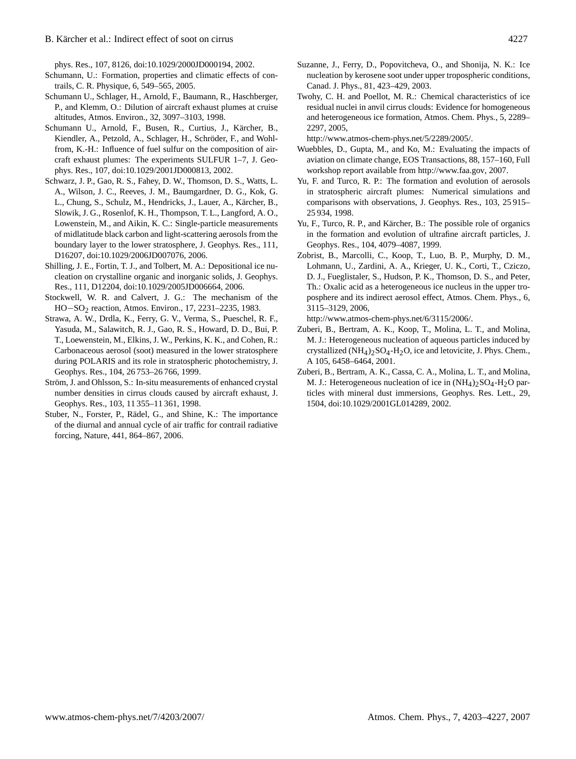phys. Res., 107, 8126, doi:10.1029/2000JD000194, 2002.

Schumann, U.: Formation, properties and climatic effects of contrails, C. R. Physique, 6, 549–565, 2005.

Schumann U., Schlager, H., Arnold, F., Baumann, R., Haschberger, P., and Klemm, O.: Dilution of aircraft exhaust plumes at cruise altitudes, Atmos. Environ., 32, 3097–3103, 1998.

Schumann U., Arnold, F., Busen, R., Curtius, J., Kärcher, B., Kiendler, A., Petzold, A., Schlager, H., Schröder, F., and Wohlfrom, K.-H.: Influence of fuel sulfur on the composition of aircraft exhaust plumes: The experiments SULFUR 1–7, J. Geophys. Res., 107, doi:10.1029/2001JD000813, 2002.

Schwarz, J. P., Gao, R. S., Fahey, D. W., Thomson, D. S., Watts, L. A., Wilson, J. C., Reeves, J. M., Baumgardner, D. G., Kok, G. L., Chung, S., Schulz, M., Hendricks, J., Lauer, A., Kärcher, B., Slowik, J. G., Rosenlof, K. H., Thompson, T. L., Langford, A. O., Lowenstein, M., and Aikin, K. C.: Single-particle measurements of midlatitude black carbon and light-scattering aerosols from the boundary layer to the lower stratosphere, J. Geophys. Res., 111, D16207, doi:10.1029/2006JD007076, 2006.

Shilling, J. E., Fortin, T. J., and Tolbert, M. A.: Depositional ice nucleation on crystalline organic and inorganic solids, J. Geophys. Res., 111, D12204, doi:10.1029/2005JD006664, 2006.

Stockwell, W. R. and Calvert, J. G.: The mechanism of the HO−$SO_2$ reaction, Atmos. Environ., 17, 2231–2235, 1983.

Strawa, A. W., Drdla, K., Ferry, G. V., Verma, S., Pueschel, R. F., Yasuda, M., Salawitch, R. J., Gao, R. S., Howard, D. D., Bui, P. T., Loewenstein, M., Elkins, J. W., Perkins, K. K., and Cohen, R.: Carbonaceous aerosol (soot) measured in the lower stratosphere during POLARIS and its role in stratospheric photochemistry, J. Geophys. Res., 104, 26 753–26 766, 1999.

Ström, J. and Ohlsson, S.: In-situ measurements of enhanced crystal number densities in cirrus clouds caused by aircraft exhaust, J. Geophys. Res., 103, 11 355–11 361, 1998.

Stuber, N., Forster, P., Rädel, G., and Shine, K.: The importance of the diurnal and annual cycle of air traffic for contrail radiative forcing, Nature, 441, 864–867, 2006.

Suzanne, J., Ferry, D., Popovitcheva, O., and Shonija, N. K.: Ice nucleation by kerosene soot under upper tropospheric conditions, Canad. J. Phys., 81, 423–429, 2003.

Twohy, C. H. and Poellot, M. R.: Chemical characteristics of ice residual nuclei in anvil cirrus clouds: Evidence for homogeneous and heterogeneous ice formation, Atmos. Chem. Phys., 5, 2289–2297, 2005, http://www.atmos-chem-phys.net/5/2289/2005/.

Wuebbles, D., Gupta, M., and Ko, M.: Evaluating the impacts of aviation on climate change, EOS Transactions, 88, 157–160, Full workshop report available from http://www.faa.gov, 2007.

Yu, F. and Turco, R. P.: The formation and evolution of aerosols in stratospheric aircraft plumes: Numerical simulations and comparisons with observations, J. Geophys. Res., 103, 25 915–25 934, 1998.

Yu, F., Turco, R. P., and Kärcher, B.: The possible role of organics in the formation and evolution of ultrafine aircraft particles, J. Geophys. Res., 104, 4079–4087, 1999.

Zobrist, B., Marcolli, C., Koop, T., Luo, B. P., Murphy, D. M., Lohmann, U., Zardini, A. A., Krieger, U. K., Corti, T., Cziczo, D. J., Fueglistaler, S., Hudson, P. K., Thomson, D. S., and Peter, Th.: Oxalic acid as a heterogeneous ice nucleus in the upper troposphere and its indirect aerosol effect, Atmos. Chem. Phys., 6, 3115–3129, 2006, http://www.atmos-chem-phys.net/6/3115/2006/.

Zuberi, B., Bertram, A. K., Koop, T., Molina, L. T., and Molina, M. J.: Heterogeneous nucleation of aqueous particles induced by crystallized $(NH_4)_2SO_4$-$H_2O$, ice and letovicite, J. Phys. Chem., A 105, 6458–6464, 2001.

Zuberi, B., Bertram, A. K., Cassa, C. A., Molina, L. T., and Molina, M. J.: Heterogeneous nucleation of ice in $(NH_4)_2SO_4$-$H_2O$ particles with mineral dust immersions, Geophys. Res. Lett., 29, 1504, doi:10.1029/2001GL014289, 2002.